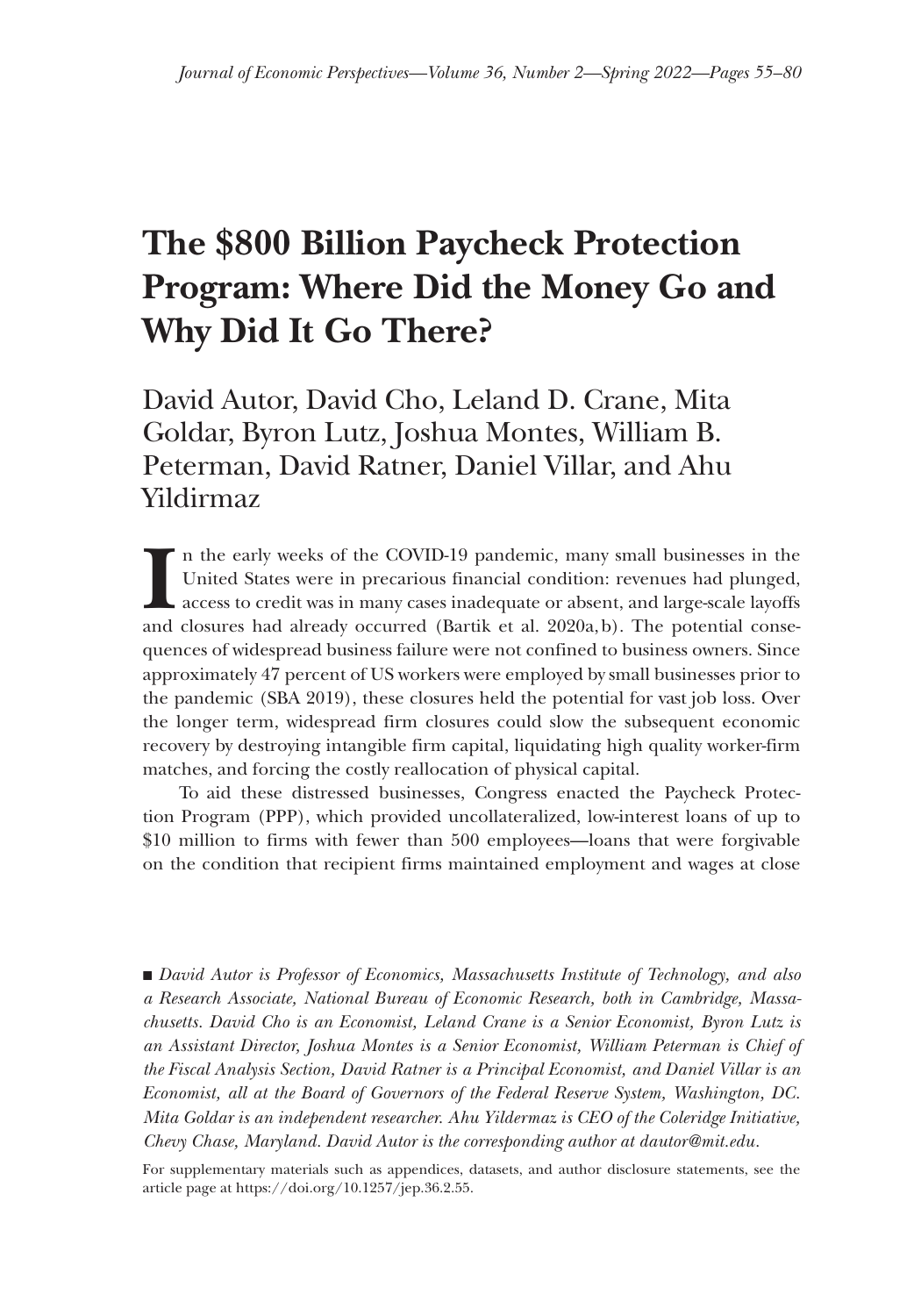# The $800 Billion Paycheck Protection Program: Where Did the Money Go and Why Did It Go There?

David Autor, David Cho, Leland D. Crane, Mita Goldar, Byron Lutz, Joshua Montes, William B. Peterman, David Ratner, Daniel Villar, and Ahu Yildirmaz

In the early weeks of the COVID-19 pandemic, many small businesses in the United States were in precarious financial condition: revenues had plunged, access to credit was in many cases inadequate or absent, and large-scale layoffs and closures had already occurred (Bartik et al. 2020a, b). The potential consequences of widespread business failure were not confined to business owners. Since approximately 47 percent of US workers were employed by small businesses prior to the pandemic (SBA 2019), these closures held the potential for vast job loss. Over the longer term, widespread firm closures could slow the subsequent economic recovery by destroying intangible firm capital, liquidating high quality worker-firm matches, and forcing the costly reallocation of physical capital.

To aid these distressed businesses, Congress enacted the Paycheck Protection Program (PPP), which provided uncollateralized, low-interest loans of up to $10 million to firms with fewer than 500 employees—loans that were forgivable on the condition that recipient firms maintained employment and wages at close

■ *David Autor is Professor of Economics, Massachusetts Institute of Technology, and also a Research Associate, National Bureau of Economic Research, both in Cambridge, Massachusetts. David Cho is an Economist, Leland Crane is a Senior Economist, Byron Lutz is an Assistant Director, Joshua Montes is a Senior Economist, William Peterman is Chief of the Fiscal Analysis Section, David Ratner is a Principal Economist, and Daniel Villar is an Economist, all at the Board of Governors of the Federal Reserve System, Washington, DC. Mita Goldar is an independent researcher. Ahu Yildermaz is CEO of the Coleridge Initiative, Chevy Chase, Maryland. David Autor is the corresponding author at dautor@mit.edu.*

For supplementary materials such as appendices, datasets, and author disclosure statements, see the article page at https://doi.org/10.1257/jep.36.2.55.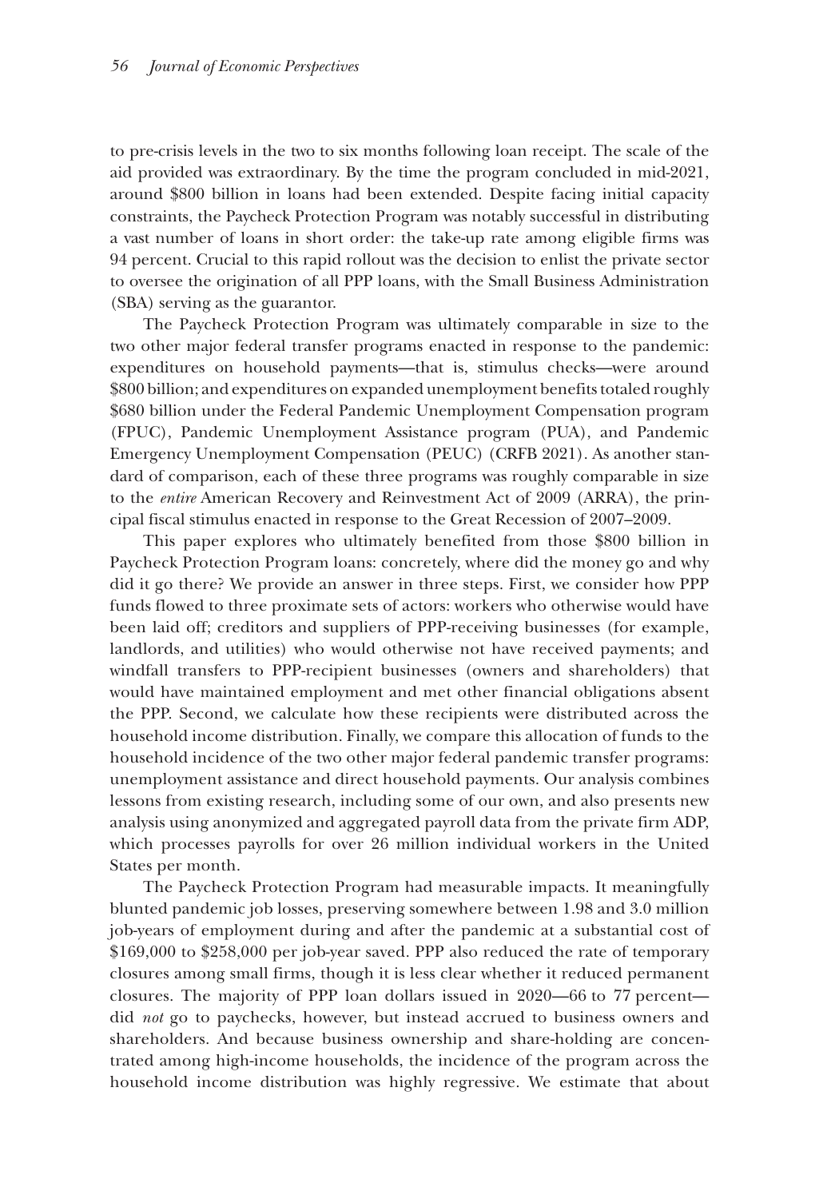to pre-crisis levels in the two to six months following loan receipt. The scale of the aid provided was extraordinary. By the time the program concluded in mid-2021, around \$800 billion in loans had been extended. Despite facing initial capacity constraints, the Paycheck Protection Program was notably successful in distributing a vast number of loans in short order: the take-up rate among eligible firms was 94 percent. Crucial to this rapid rollout was the decision to enlist the private sector to oversee the origination of all PPP loans, with the Small Business Administration (SBA) serving as the guarantor.

The Paycheck Protection Program was ultimately comparable in size to the two other major federal transfer programs enacted in response to the pandemic: expenditures on household payments—that is, stimulus checks—were around \$800 billion; and expenditures on expanded unemployment benefits totaled roughly \$680 billion under the Federal Pandemic Unemployment Compensation program (FPUC), Pandemic Unemployment Assistance program (PUA), and Pandemic Emergency Unemployment Compensation (PEUC) (CRFB 2021). As another standard of comparison, each of these three programs was roughly comparable in size to the *entire* American Recovery and Reinvestment Act of 2009 (ARRA), the principal fiscal stimulus enacted in response to the Great Recession of 2007–2009.

This paper explores who ultimately benefited from those \$800 billion in Paycheck Protection Program loans: concretely, where did the money go and why did it go there? We provide an answer in three steps. First, we consider how PPP funds flowed to three proximate sets of actors: workers who otherwise would have been laid off; creditors and suppliers of PPP-receiving businesses (for example, landlords, and utilities) who would otherwise not have received payments; and windfall transfers to PPP-recipient businesses (owners and shareholders) that would have maintained employment and met other financial obligations absent the PPP. Second, we calculate how these recipients were distributed across the household income distribution. Finally, we compare this allocation of funds to the household incidence of the two other major federal pandemic transfer programs: unemployment assistance and direct household payments. Our analysis combines lessons from existing research, including some of our own, and also presents new analysis using anonymized and aggregated payroll data from the private firm ADP, which processes payrolls for over 26 million individual workers in the United States per month.

The Paycheck Protection Program had measurable impacts. It meaningfully blunted pandemic job losses, preserving somewhere between 1.98 and 3.0 million job-years of employment during and after the pandemic at a substantial cost of \$169,000 to \$258,000 per job-year saved. PPP also reduced the rate of temporary closures among small firms, though it is less clear whether it reduced permanent closures. The majority of PPP loan dollars issued in 2020—66 to 77 percent—did *not* go to paychecks, however, but instead accrued to business owners and shareholders. And because business ownership and share-holding are concentrated among high-income households, the incidence of the program across the household income distribution was highly regressive. We estimate that about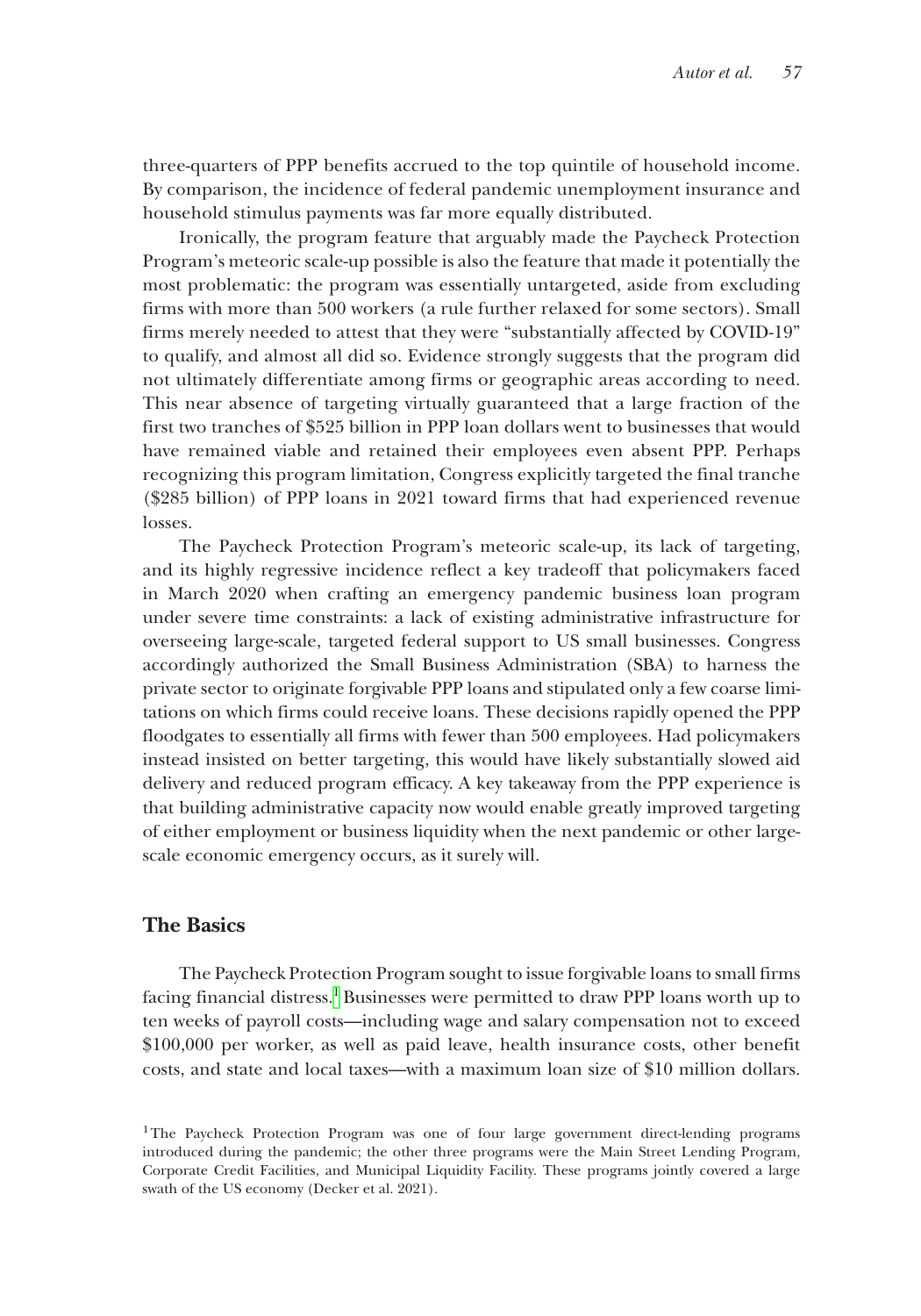three-quarters of PPP benefits accrued to the top quintile of household income. By comparison, the incidence of federal pandemic unemployment insurance and household stimulus payments was far more equally distributed.

Ironically, the program feature that arguably made the Paycheck Protection Program's meteoric scale-up possible is also the feature that made it potentially the most problematic: the program was essentially untargeted, aside from excluding firms with more than 500 workers (a rule further relaxed for some sectors). Small firms merely needed to attest that they were "substantially affected by COVID-19" to qualify, and almost all did so. Evidence strongly suggests that the program did not ultimately differentiate among firms or geographic areas according to need. This near absence of targeting virtually guaranteed that a large fraction of the first two tranches of $525 billion in PPP loan dollars went to businesses that would have remained viable and retained their employees even absent PPP. Perhaps recognizing this program limitation, Congress explicitly targeted the final tranche ($285 billion) of PPP loans in 2021 toward firms that had experienced revenue losses.

The Paycheck Protection Program's meteoric scale-up, its lack of targeting, and its highly regressive incidence reflect a key tradeoff that policymakers faced in March 2020 when crafting an emergency pandemic business loan program under severe time constraints: a lack of existing administrative infrastructure for overseeing large-scale, targeted federal support to US small businesses. Congress accordingly authorized the Small Business Administration (SBA) to harness the private sector to originate forgivable PPP loans and stipulated only a few coarse limitations on which firms could receive loans. These decisions rapidly opened the PPP floodgates to essentially all firms with fewer than 500 employees. Had policymakers instead insisted on better targeting, this would have likely substantially slowed aid delivery and reduced program efficacy. A key takeaway from the PPP experience is that building administrative capacity now would enable greatly improved targeting of either employment or business liquidity when the next pandemic or other large-scale economic emergency occurs, as it surely will.

## The Basics

The Paycheck Protection Program sought to issue forgivable loans to small firms facing financial distress.[1] Businesses were permitted to draw PPP loans worth up to ten weeks of payroll costs—including wage and salary compensation not to exceed $100,000 per worker, as well as paid leave, health insurance costs, other benefit costs, and state and local taxes—with a maximum loan size of $10 million dollars.

[1] The Paycheck Protection Program was one of four large government direct-lending programs introduced during the pandemic; the other three programs were the Main Street Lending Program, Corporate Credit Facilities, and Municipal Liquidity Facility. These programs jointly covered a large swath of the US economy (Decker et al. 2021).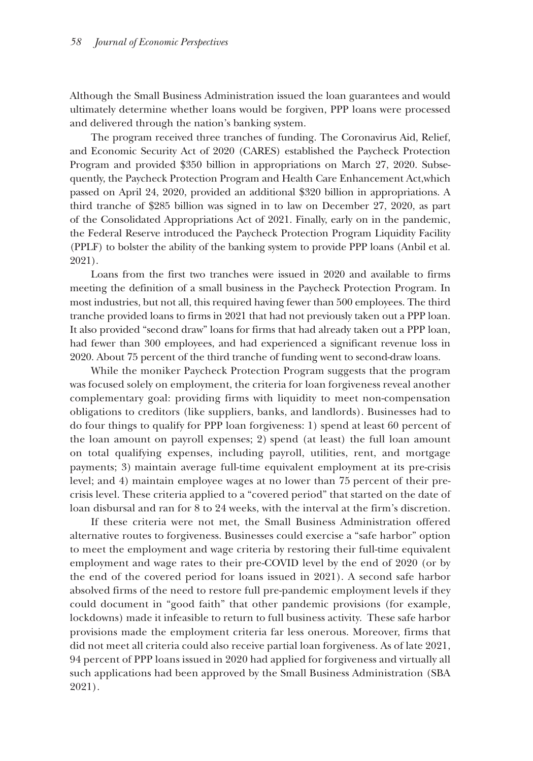Although the Small Business Administration issued the loan guarantees and would ultimately determine whether loans would be forgiven, PPP loans were processed and delivered through the nation's banking system.

The program received three tranches of funding. The Coronavirus Aid, Relief, and Economic Security Act of 2020 (CARES) established the Paycheck Protection Program and provided $350 billion in appropriations on March 27, 2020. Subsequently, the Paycheck Protection Program and Health Care Enhancement Act,which passed on April 24, 2020, provided an additional $320 billion in appropriations. A third tranche of $285 billion was signed in to law on December 27, 2020, as part of the Consolidated Appropriations Act of 2021. Finally, early on in the pandemic, the Federal Reserve introduced the Paycheck Protection Program Liquidity Facility (PPLF) to bolster the ability of the banking system to provide PPP loans (Anbil et al. 2021).

Loans from the first two tranches were issued in 2020 and available to firms meeting the definition of a small business in the Paycheck Protection Program. In most industries, but not all, this required having fewer than 500 employees. The third tranche provided loans to firms in 2021 that had not previously taken out a PPP loan. It also provided "second draw" loans for firms that had already taken out a PPP loan, had fewer than 300 employees, and had experienced a significant revenue loss in 2020. About 75 percent of the third tranche of funding went to second-draw loans.

While the moniker Paycheck Protection Program suggests that the program was focused solely on employment, the criteria for loan forgiveness reveal another complementary goal: providing firms with liquidity to meet non-compensation obligations to creditors (like suppliers, banks, and landlords). Businesses had to do four things to qualify for PPP loan forgiveness: 1) spend at least 60 percent of the loan amount on payroll expenses; 2) spend (at least) the full loan amount on total qualifying expenses, including payroll, utilities, rent, and mortgage payments; 3) maintain average full-time equivalent employment at its pre-crisis level; and 4) maintain employee wages at no lower than 75 percent of their pre-crisis level. These criteria applied to a "covered period" that started on the date of loan disbursal and ran for 8 to 24 weeks, with the interval at the firm's discretion.

If these criteria were not met, the Small Business Administration offered alternative routes to forgiveness. Businesses could exercise a "safe harbor" option to meet the employment and wage criteria by restoring their full-time equivalent employment and wage rates to their pre-COVID level by the end of 2020 (or by the end of the covered period for loans issued in 2021). A second safe harbor absolved firms of the need to restore full pre-pandemic employment levels if they could document in "good faith" that other pandemic provisions (for example, lockdowns) made it infeasible to return to full business activity. These safe harbor provisions made the employment criteria far less onerous. Moreover, firms that did not meet all criteria could also receive partial loan forgiveness. As of late 2021, 94 percent of PPP loans issued in 2020 had applied for forgiveness and virtually all such applications had been approved by the Small Business Administration (SBA 2021).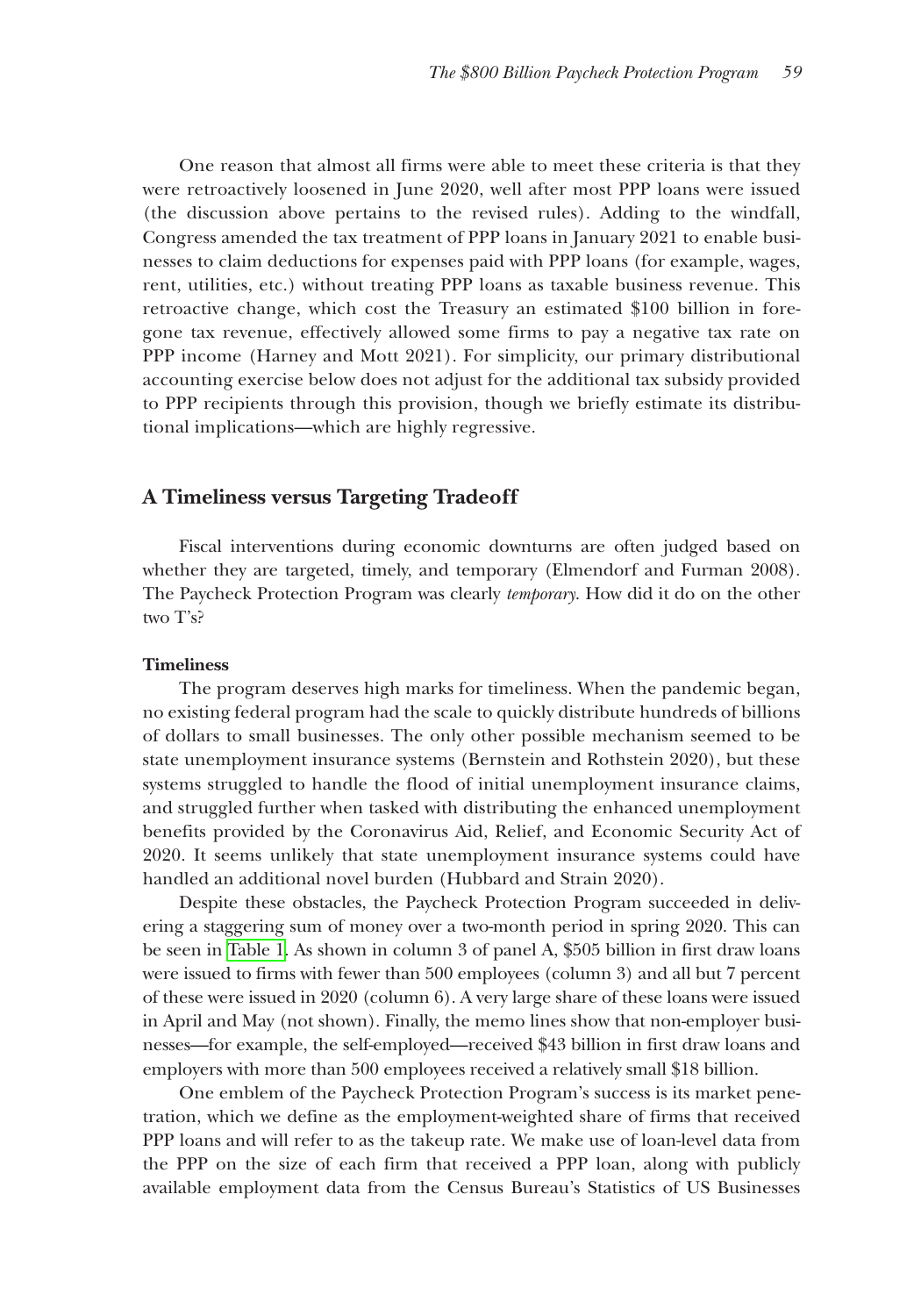One reason that almost all firms were able to meet these criteria is that they were retroactively loosened in June 2020, well after most PPP loans were issued (the discussion above pertains to the revised rules). Adding to the windfall, Congress amended the tax treatment of PPP loans in January 2021 to enable businesses to claim deductions for expenses paid with PPP loans (for example, wages, rent, utilities, etc.) without treating PPP loans as taxable business revenue. This retroactive change, which cost the Treasury an estimated $100 billion in foregone tax revenue, effectively allowed some firms to pay a negative tax rate on PPP income (Harney and Mott 2021). For simplicity, our primary distributional accounting exercise below does not adjust for the additional tax subsidy provided to PPP recipients through this provision, though we briefly estimate its distributional implications—which are highly regressive.

## A Timeliness versus Targeting Tradeoff

Fiscal interventions during economic downturns are often judged based on whether they are targeted, timely, and temporary (Elmendorf and Furman 2008). The Paycheck Protection Program was clearly *temporary*. How did it do on the other two T's?

### Timeliness

The program deserves high marks for timeliness. When the pandemic began, no existing federal program had the scale to quickly distribute hundreds of billions of dollars to small businesses. The only other possible mechanism seemed to be state unemployment insurance systems (Bernstein and Rothstein 2020), but these systems struggled to handle the flood of initial unemployment insurance claims, and struggled further when tasked with distributing the enhanced unemployment benefits provided by the Coronavirus Aid, Relief, and Economic Security Act of 2020. It seems unlikely that state unemployment insurance systems could have handled an additional novel burden (Hubbard and Strain 2020).

Despite these obstacles, the Paycheck Protection Program succeeded in delivering a staggering sum of money over a two-month period in spring 2020. This can be seen in Table 1. As shown in column 3 of panel A, $505 billion in first draw loans were issued to firms with fewer than 500 employees (column 3) and all but 7 percent of these were issued in 2020 (column 6). A very large share of these loans were issued in April and May (not shown). Finally, the memo lines show that non-employer businesses—for example, the self-employed—received $43 billion in first draw loans and employers with more than 500 employees received a relatively small $18 billion.

One emblem of the Paycheck Protection Program's success is its market penetration, which we define as the employment-weighted share of firms that received PPP loans and will refer to as the takeup rate. We make use of loan-level data from the PPP on the size of each firm that received a PPP loan, along with publicly available employment data from the Census Bureau's Statistics of US Businesses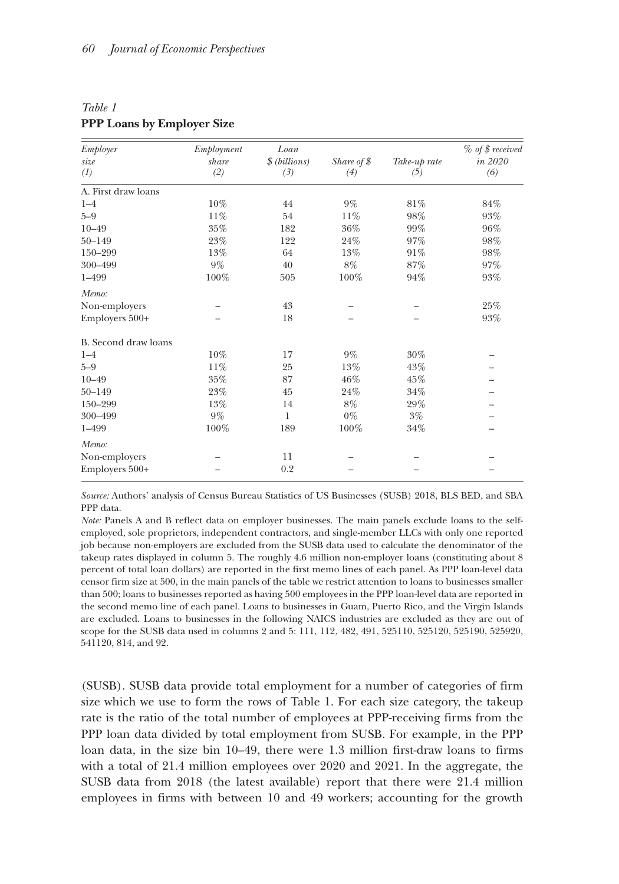*Table 1*
**PPP Loans by Employer Size**

| *Employer size* (1) | *Employment share* (2) | *Loan $ (billions)* (3) | *Share of $* (4) | *Take-up rate* (5) | *% of $ received in 2020* (6) |
|---|---|---|---|---|---|
| A. First draw loans | | | | | |
| 1–4 | 10% | 44 | 9% | 81% | 84% |
| 5–9 | 11% | 54 | 11% | 98% | 93% |
| 10–49 | 35% | 182 | 36% | 99% | 96% |
| 50–149 | 23% | 122 | 24% | 97% | 98% |
| 150–299 | 13% | 64 | 13% | 91% | 98% |
| 300–499 | 9% | 40 | 8% | 87% | 97% |
| 1–499 | 100% | 505 | 100% | 94% | 93% |
| *Memo:* | | | | | |
| Non-employers | – | 43 | – | – | 25% |
| Employers 500+ | – | 18 | – | – | 93% |
| B. Second draw loans | | | | | |
| 1–4 | 10% | 17 | 9% | 30% | – |
| 5–9 | 11% | 25 | 13% | 43% | – |
| 10–49 | 35% | 87 | 46% | 45% | – |
| 50–149 | 23% | 45 | 24% | 34% | – |
| 150–299 | 13% | 14 | 8% | 29% | – |
| 300–499 | 9% | 1 | 0% | 3% | – |
| 1–499 | 100% | 189 | 100% | 34% | – |
| *Memo:* | | | | | |
| Non-employers | – | 11 | – | – | – |
| Employers 500+ | – | 0.2 | – | – | – |

*Source:* Authors' analysis of Census Bureau Statistics of US Businesses (SUSB) 2018, BLS BED, and SBA PPP data.

*Note:* Panels A and B reflect data on employer businesses. The main panels exclude loans to the self-employed, sole proprietors, independent contractors, and single-member LLCs with only one reported job because non-employers are excluded from the SUSB data used to calculate the denominator of the takeup rates displayed in column 5. The roughly 4.6 million non-employer loans (constituting about 8 percent of total loan dollars) are reported in the first memo lines of each panel. As PPP loan-level data censor firm size at 500, in the main panels of the table we restrict attention to loans to businesses smaller than 500; loans to businesses reported as having 500 employees in the PPP loan-level data are reported in the second memo line of each panel. Loans to businesses in Guam, Puerto Rico, and the Virgin Islands are excluded. Loans to businesses in the following NAICS industries are excluded as they are out of scope for the SUSB data used in columns 2 and 5: 111, 112, 482, 491, 525110, 525120, 525190, 525920, 541120, 814, and 92.

(SUSB). SUSB data provide total employment for a number of categories of firm size which we use to form the rows of Table 1. For each size category, the takeup rate is the ratio of the total number of employees at PPP-receiving firms from the PPP loan data divided by total employment from SUSB. For example, in the PPP loan data, in the size bin 10–49, there were 1.3 million first-draw loans to firms with a total of 21.4 million employees over 2020 and 2021. In the aggregate, the SUSB data from 2018 (the latest available) report that there were 21.4 million employees in firms with between 10 and 49 workers; accounting for the growth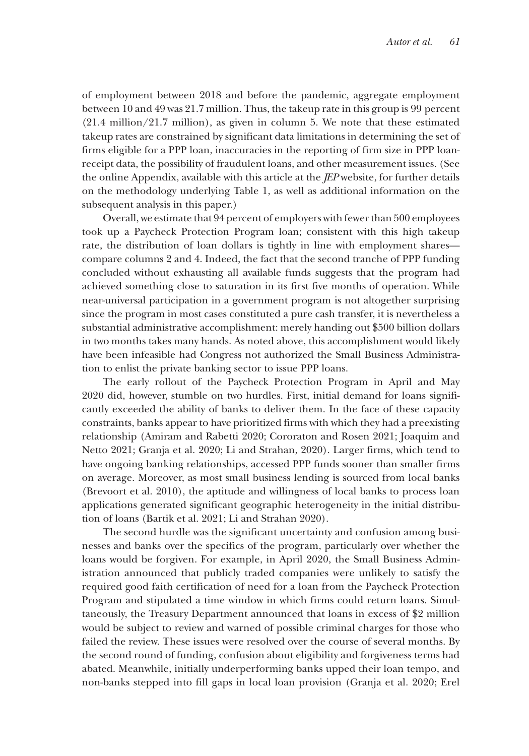of employment between 2018 and before the pandemic, aggregate employment between 10 and 49 was 21.7 million. Thus, the takeup rate in this group is 99 percent (21.4 million/21.7 million), as given in column 5. We note that these estimated takeup rates are constrained by significant data limitations in determining the set of firms eligible for a PPP loan, inaccuracies in the reporting of firm size in PPP loan-receipt data, the possibility of fraudulent loans, and other measurement issues. (See the online Appendix, available with this article at the *JEP* website, for further details on the methodology underlying Table 1, as well as additional information on the subsequent analysis in this paper.)

Overall, we estimate that 94 percent of employers with fewer than 500 employees took up a Paycheck Protection Program loan; consistent with this high takeup rate, the distribution of loan dollars is tightly in line with employment shares—compare columns 2 and 4. Indeed, the fact that the second tranche of PPP funding concluded without exhausting all available funds suggests that the program had achieved something close to saturation in its first five months of operation. While near-universal participation in a government program is not altogether surprising since the program in most cases constituted a pure cash transfer, it is nevertheless a substantial administrative accomplishment: merely handing out $500 billion dollars in two months takes many hands. As noted above, this accomplishment would likely have been infeasible had Congress not authorized the Small Business Administration to enlist the private banking sector to issue PPP loans.

The early rollout of the Paycheck Protection Program in April and May 2020 did, however, stumble on two hurdles. First, initial demand for loans significantly exceeded the ability of banks to deliver them. In the face of these capacity constraints, banks appear to have prioritized firms with which they had a preexisting relationship (Amiram and Rabetti 2020; Cororaton and Rosen 2021; Joaquim and Netto 2021; Granja et al. 2020; Li and Strahan, 2020). Larger firms, which tend to have ongoing banking relationships, accessed PPP funds sooner than smaller firms on average. Moreover, as most small business lending is sourced from local banks (Brevoort et al. 2010), the aptitude and willingness of local banks to process loan applications generated significant geographic heterogeneity in the initial distribution of loans (Bartik et al. 2021; Li and Strahan 2020).

The second hurdle was the significant uncertainty and confusion among businesses and banks over the specifics of the program, particularly over whether the loans would be forgiven. For example, in April 2020, the Small Business Administration announced that publicly traded companies were unlikely to satisfy the required good faith certification of need for a loan from the Paycheck Protection Program and stipulated a time window in which firms could return loans. Simultaneously, the Treasury Department announced that loans in excess of $2 million would be subject to review and warned of possible criminal charges for those who failed the review. These issues were resolved over the course of several months. By the second round of funding, confusion about eligibility and forgiveness terms had abated. Meanwhile, initially underperforming banks upped their loan tempo, and non-banks stepped into fill gaps in local loan provision (Granja et al. 2020; Erel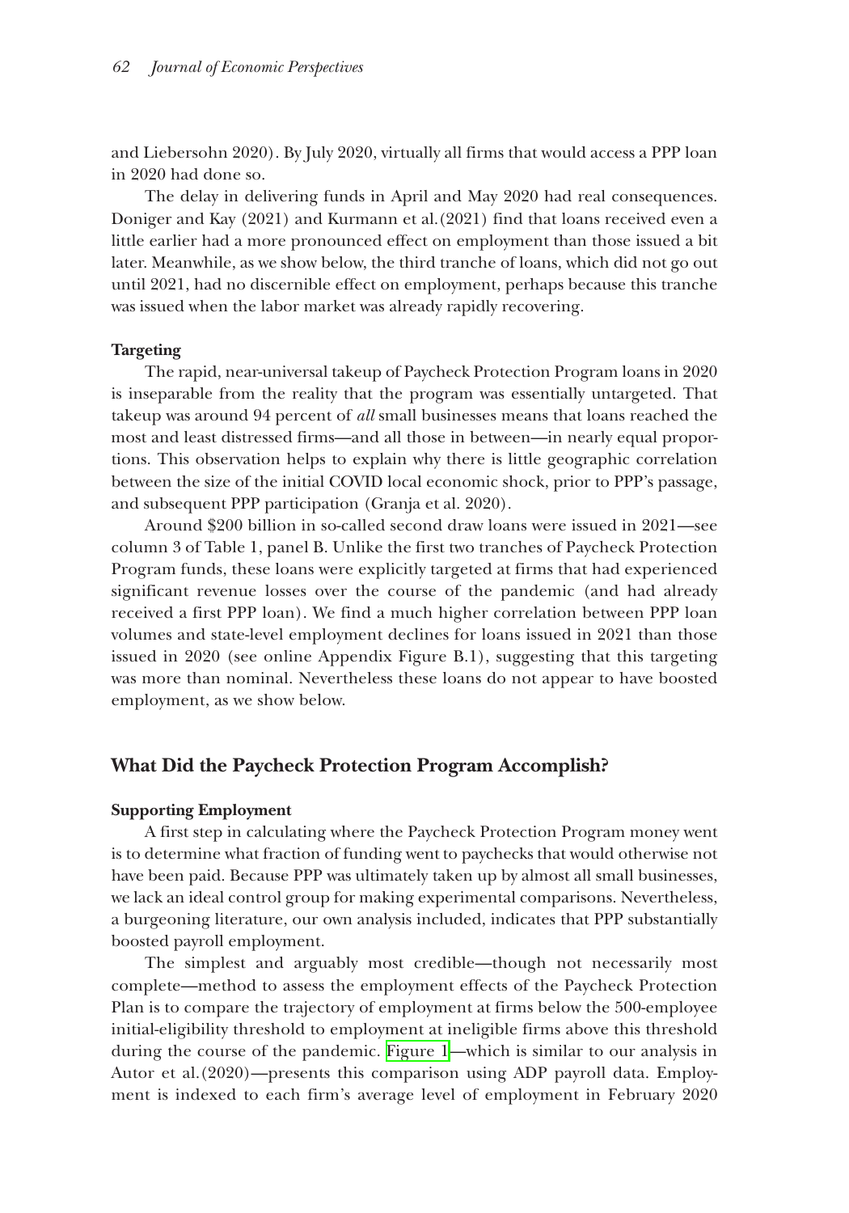and Liebersohn 2020). By July 2020, virtually all firms that would access a PPP loan in 2020 had done so.

The delay in delivering funds in April and May 2020 had real consequences. Doniger and Kay (2021) and Kurmann et al. (2021) find that loans received even a little earlier had a more pronounced effect on employment than those issued a bit later. Meanwhile, as we show below, the third tranche of loans, which did not go out until 2021, had no discernible effect on employment, perhaps because this tranche was issued when the labor market was already rapidly recovering.

### Targeting

The rapid, near-universal takeup of Paycheck Protection Program loans in 2020 is inseparable from the reality that the program was essentially untargeted. That takeup was around 94 percent of *all* small businesses means that loans reached the most and least distressed firms—and all those in between—in nearly equal proportions. This observation helps to explain why there is little geographic correlation between the size of the initial COVID local economic shock, prior to PPP's passage, and subsequent PPP participation (Granja et al. 2020).

Around $200 billion in so-called second draw loans were issued in 2021—see column 3 of Table 1, panel B. Unlike the first two tranches of Paycheck Protection Program funds, these loans were explicitly targeted at firms that had experienced significant revenue losses over the course of the pandemic (and had already received a first PPP loan). We find a much higher correlation between PPP loan volumes and state-level employment declines for loans issued in 2021 than those issued in 2020 (see online Appendix Figure B.1), suggesting that this targeting was more than nominal. Nevertheless these loans do not appear to have boosted employment, as we show below.

## What Did the Paycheck Protection Program Accomplish?

### Supporting Employment

A first step in calculating where the Paycheck Protection Program money went is to determine what fraction of funding went to paychecks that would otherwise not have been paid. Because PPP was ultimately taken up by almost all small businesses, we lack an ideal control group for making experimental comparisons. Nevertheless, a burgeoning literature, our own analysis included, indicates that PPP substantially boosted payroll employment.

The simplest and arguably most credible—though not necessarily most complete—method to assess the employment effects of the Paycheck Protection Plan is to compare the trajectory of employment at firms below the 500-employee initial-eligibility threshold to employment at ineligible firms above this threshold during the course of the pandemic. Figure 1—which is similar to our analysis in Autor et al. (2020)—presents this comparison using ADP payroll data. Employment is indexed to each firm's average level of employment in February 2020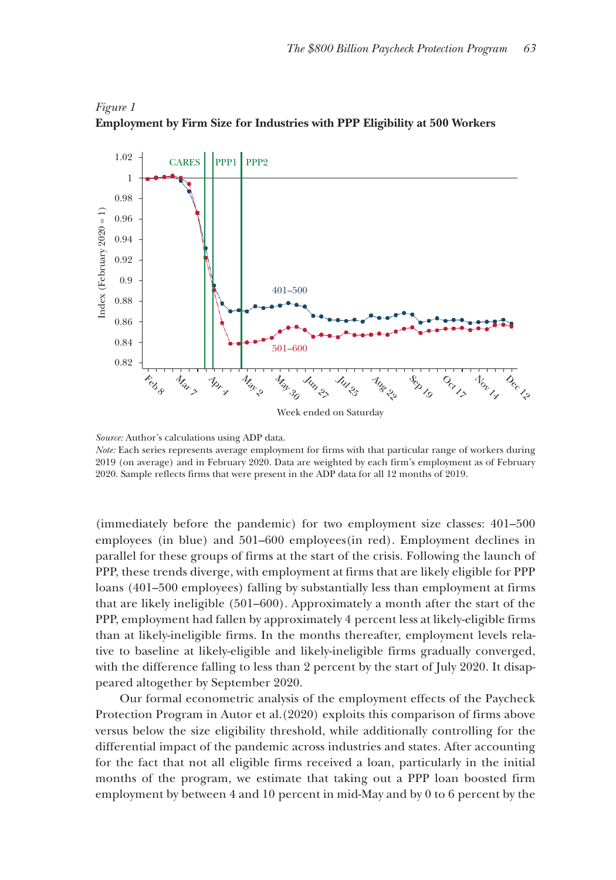*Figure 1*
**Employment by Firm Size for Industries with PPP Eligibility at 500 Workers**

*Source:* Author's calculations using ADP data.
*Note:* Each series represents average employment for firms with that particular range of workers during 2019 (on average) and in February 2020. Data are weighted by each firm's employment as of February 2020. Sample reflects firms that were present in the ADP data for all 12 months of 2019.

(immediately before the pandemic) for two employment size classes: 401–500 employees (in blue) and 501–600 employees (in red). Employment declines in parallel for these groups of firms at the start of the crisis. Following the launch of PPP, these trends diverge, with employment at firms that are likely eligible for PPP loans (401–500 employees) falling by substantially less than employment at firms that are likely ineligible (501–600). Approximately a month after the start of the PPP, employment had fallen by approximately 4 percent less at likely-eligible firms than at likely-ineligible firms. In the months thereafter, employment levels relative to baseline at likely-eligible and likely-ineligible firms gradually converged, with the difference falling to less than 2 percent by the start of July 2020. It disappeared altogether by September 2020.

Our formal econometric analysis of the employment effects of the Paycheck Protection Program in Autor et al. (2020) exploits this comparison of firms above versus below the size eligibility threshold, while additionally controlling for the differential impact of the pandemic across industries and states. After accounting for the fact that not all eligible firms received a loan, particularly in the initial months of the program, we estimate that taking out a PPP loan boosted firm employment by between 4 and 10 percent in mid-May and by 0 to 6 percent by the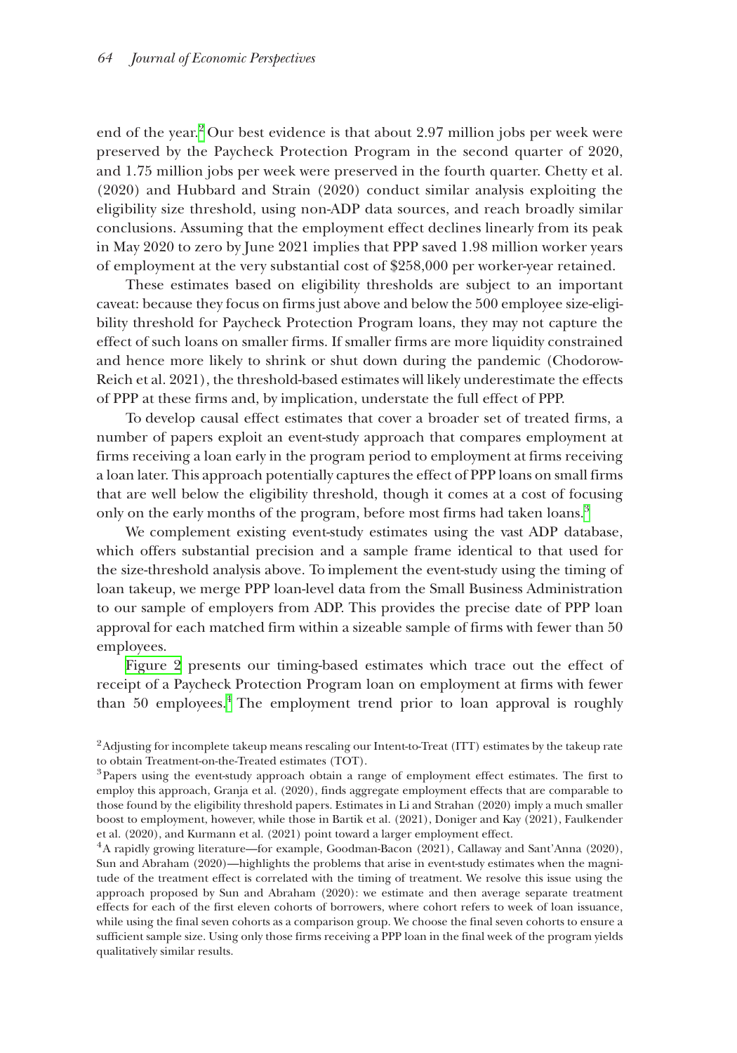end of the year.[2] Our best evidence is that about 2.97 million jobs per week were preserved by the Paycheck Protection Program in the second quarter of 2020, and 1.75 million jobs per week were preserved in the fourth quarter. Chetty et al. (2020) and Hubbard and Strain (2020) conduct similar analysis exploiting the eligibility size threshold, using non-ADP data sources, and reach broadly similar conclusions. Assuming that the employment effect declines linearly from its peak in May 2020 to zero by June 2021 implies that PPP saved 1.98 million worker years of employment at the very substantial cost of $258,000 per worker-year retained.

These estimates based on eligibility thresholds are subject to an important caveat: because they focus on firms just above and below the 500 employee size-eligibility threshold for Paycheck Protection Program loans, they may not capture the effect of such loans on smaller firms. If smaller firms are more liquidity constrained and hence more likely to shrink or shut down during the pandemic (Chodorow-Reich et al. 2021), the threshold-based estimates will likely underestimate the effects of PPP at these firms and, by implication, understate the full effect of PPP.

To develop causal effect estimates that cover a broader set of treated firms, a number of papers exploit an event-study approach that compares employment at firms receiving a loan early in the program period to employment at firms receiving a loan later. This approach potentially captures the effect of PPP loans on small firms that are well below the eligibility threshold, though it comes at a cost of focusing only on the early months of the program, before most firms had taken loans.[3]

We complement existing event-study estimates using the vast ADP database, which offers substantial precision and a sample frame identical to that used for the size-threshold analysis above. To implement the event-study using the timing of loan takeup, we merge PPP loan-level data from the Small Business Administration to our sample of employers from ADP. This provides the precise date of PPP loan approval for each matched firm within a sizeable sample of firms with fewer than 50 employees.

Figure 2 presents our timing-based estimates which trace out the effect of receipt of a Paycheck Protection Program loan on employment at firms with fewer than 50 employees.[4] The employment trend prior to loan approval is roughly

[2] Adjusting for incomplete takeup means rescaling our Intent-to-Treat (ITT) estimates by the takeup rate to obtain Treatment-on-the-Treated estimates (TOT).

[3] Papers using the event-study approach obtain a range of employment effect estimates. The first to employ this approach, Granja et al. (2020), finds aggregate employment effects that are comparable to those found by the eligibility threshold papers. Estimates in Li and Strahan (2020) imply a much smaller boost to employment, however, while those in Bartik et al. (2021), Doniger and Kay (2021), Faulkender et al. (2020), and Kurmann et al. (2021) point toward a larger employment effect.

[4] A rapidly growing literature—for example, Goodman-Bacon (2021), Callaway and Sant'Anna (2020), Sun and Abraham (2020)—highlights the problems that arise in event-study estimates when the magnitude of the treatment effect is correlated with the timing of treatment. We resolve this issue using the approach proposed by Sun and Abraham (2020): we estimate and then average separate treatment effects for each of the first eleven cohorts of borrowers, where cohort refers to week of loan issuance, while using the final seven cohorts as a comparison group. We choose the final seven cohorts to ensure a sufficient sample size. Using only those firms receiving a PPP loan in the final week of the program yields qualitatively similar results.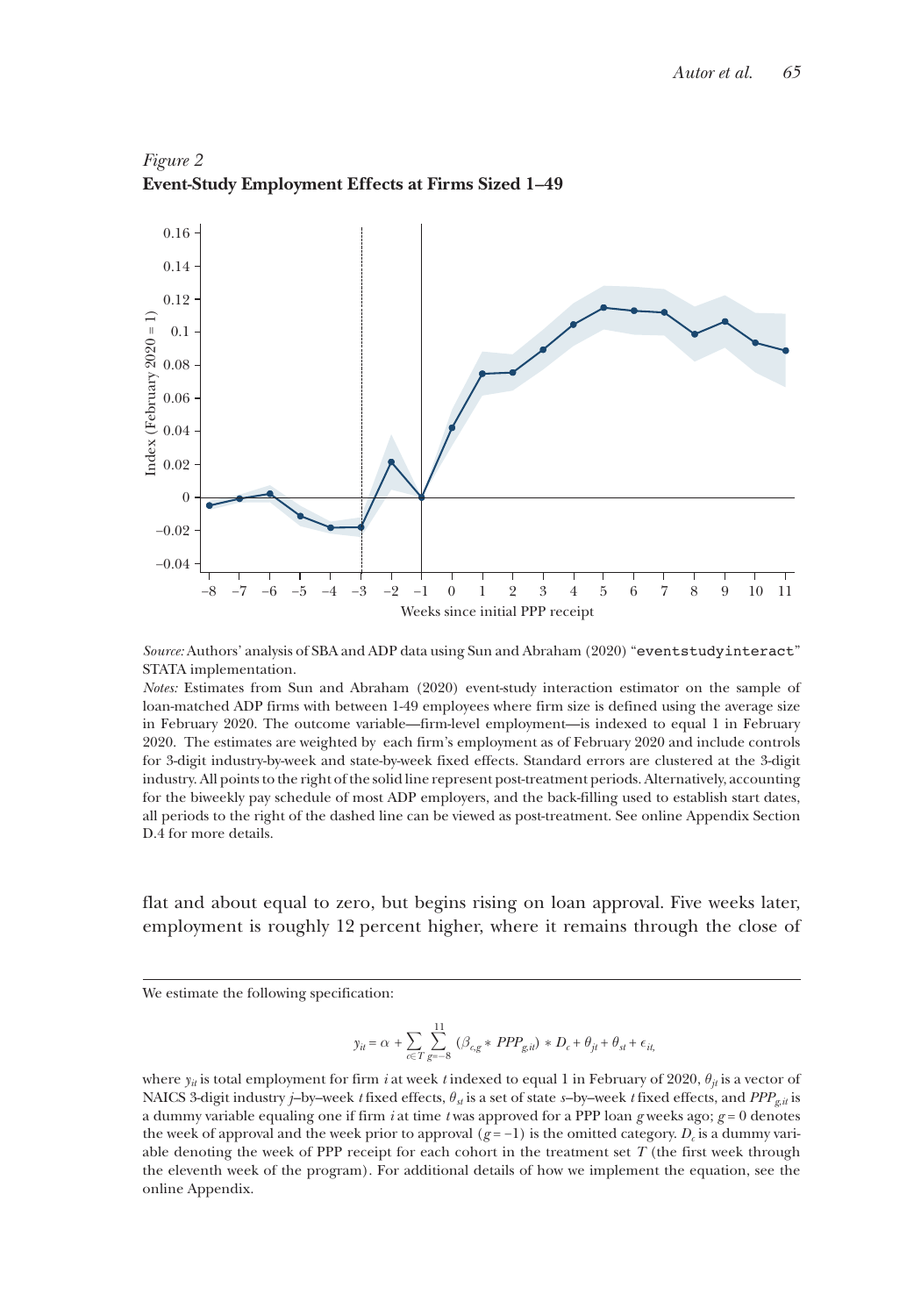*Figure 2*
**Event-Study Employment Effects at Firms Sized 1–49**

*Source:* Authors' analysis of SBA and ADP data using Sun and Abraham (2020) "eventstudyinteract" STATA implementation.
*Notes:* Estimates from Sun and Abraham (2020) event-study interaction estimator on the sample of loan-matched ADP firms with between 1-49 employees where firm size is defined using the average size in February 2020. The outcome variable—firm-level employment—is indexed to equal 1 in February 2020. The estimates are weighted by each firm's employment as of February 2020 and include controls for 3-digit industry-by-week and state-by-week fixed effects. Standard errors are clustered at the 3-digit industry. All points to the right of the solid line represent post-treatment periods. Alternatively, accounting for the biweekly pay schedule of most ADP employers, and the back-filling used to establish start dates, all periods to the right of the dashed line can be viewed as post-treatment. See online Appendix Section D.4 for more details.

flat and about equal to zero, but begins rising on loan approval. Five weeks later, employment is roughly 12 percent higher, where it remains through the close of

---

We estimate the following specification:

$$y_{it} = \alpha + \sum_{c \in T} \sum_{g=-8}^{11} (\beta_{c,g} * PPP_{g,it}) * D_c + \theta_{jt} + \theta_{st} + \epsilon_{it},$$

where $y_{it}$ is total employment for firm $i$ at week $t$ indexed to equal 1 in February of 2020, $\theta_{jt}$ is a vector of NAICS 3-digit industry $j$–by–week $t$ fixed effects, $\theta_{st}$ is a set of state $s$–by–week $t$ fixed effects, and $PPP_{g,it}$ is a dummy variable equaling one if firm $i$ at time $t$ was approved for a PPP loan $g$ weeks ago; $g = 0$ denotes the week of approval and the week prior to approval ($g = -1$) is the omitted category. $D_c$ is a dummy variable denoting the week of PPP receipt for each cohort in the treatment set $T$ (the first week through the eleventh week of the program). For additional details of how we implement the equation, see the online Appendix.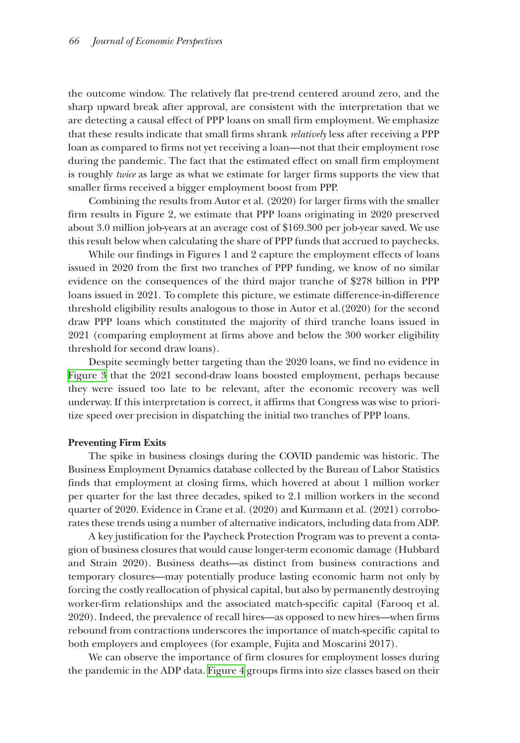the outcome window. The relatively flat pre-trend centered around zero, and the sharp upward break after approval, are consistent with the interpretation that we are detecting a causal effect of PPP loans on small firm employment. We emphasize that these results indicate that small firms shrank *relatively* less after receiving a PPP loan as compared to firms not yet receiving a loan—not that their employment rose during the pandemic. The fact that the estimated effect on small firm employment is roughly *twice* as large as what we estimate for larger firms supports the view that smaller firms received a bigger employment boost from PPP.

Combining the results from Autor et al. (2020) for larger firms with the smaller firm results in Figure 2, we estimate that PPP loans originating in 2020 preserved about 3.0 million job-years at an average cost of $169.300 per job-year saved. We use this result below when calculating the share of PPP funds that accrued to paychecks.

While our findings in Figures 1 and 2 capture the employment effects of loans issued in 2020 from the first two tranches of PPP funding, we know of no similar evidence on the consequences of the third major tranche of $278 billion in PPP loans issued in 2021. To complete this picture, we estimate difference-in-difference threshold eligibility results analogous to those in Autor et al.(2020) for the second draw PPP loans which constituted the majority of third tranche loans issued in 2021 (comparing employment at firms above and below the 300 worker eligibility threshold for second draw loans).

Despite seemingly better targeting than the 2020 loans, we find no evidence in Figure 3 that the 2021 second-draw loans boosted employment, perhaps because they were issued too late to be relevant, after the economic recovery was well underway. If this interpretation is correct, it affirms that Congress was wise to prioritize speed over precision in dispatching the initial two tranches of PPP loans.

**Preventing Firm Exits**

The spike in business closings during the COVID pandemic was historic. The Business Employment Dynamics database collected by the Bureau of Labor Statistics finds that employment at closing firms, which hovered at about 1 million worker per quarter for the last three decades, spiked to 2.1 million workers in the second quarter of 2020. Evidence in Crane et al. (2020) and Kurmann et al. (2021) corroborates these trends using a number of alternative indicators, including data from ADP.

A key justification for the Paycheck Protection Program was to prevent a contagion of business closures that would cause longer-term economic damage (Hubbard and Strain 2020). Business deaths—as distinct from business contractions and temporary closures—may potentially produce lasting economic harm not only by forcing the costly reallocation of physical capital, but also by permanently destroying worker-firm relationships and the associated match-specific capital (Farooq et al. 2020). Indeed, the prevalence of recall hires—as opposed to new hires—when firms rebound from contractions underscores the importance of match-specific capital to both employers and employees (for example, Fujita and Moscarini 2017).

We can observe the importance of firm closures for employment losses during the pandemic in the ADP data. Figure 4 groups firms into size classes based on their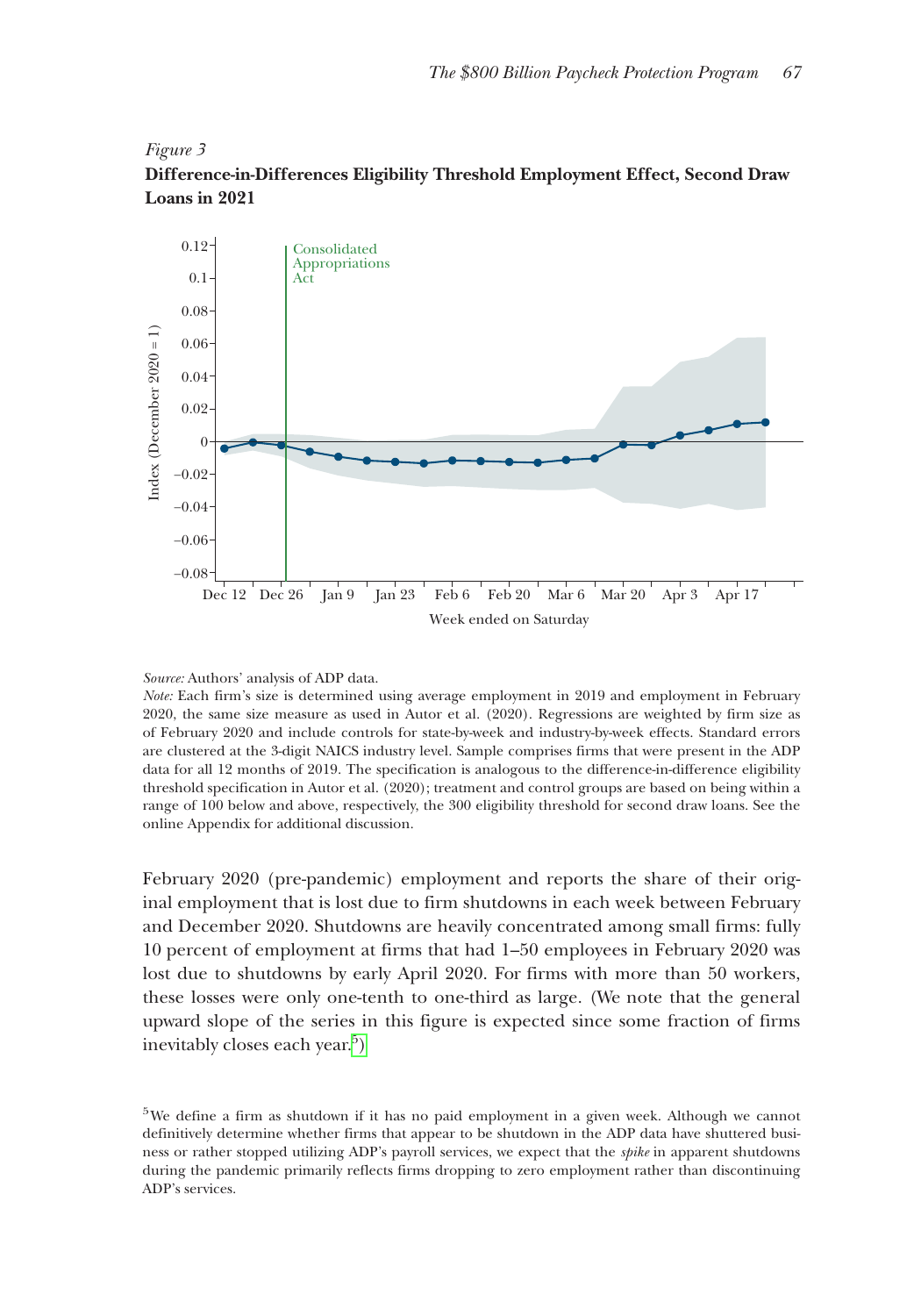*Figure 3*

**Difference-in-Differences Eligibility Threshold Employment Effect, Second Draw Loans in 2021**

*Source:* Authors' analysis of ADP data.

*Note:* Each firm's size is determined using average employment in 2019 and employment in February 2020, the same size measure as used in Autor et al. (2020). Regressions are weighted by firm size as of February 2020 and include controls for state-by-week and industry-by-week effects. Standard errors are clustered at the 3-digit NAICS industry level. Sample comprises firms that were present in the ADP data for all 12 months of 2019. The specification is analogous to the difference-in-difference eligibility threshold specification in Autor et al. (2020); treatment and control groups are based on being within a range of 100 below and above, respectively, the 300 eligibility threshold for second draw loans. See the online Appendix for additional discussion.

February 2020 (pre-pandemic) employment and reports the share of their original employment that is lost due to firm shutdowns in each week between February and December 2020. Shutdowns are heavily concentrated among small firms: fully 10 percent of employment at firms that had 1–50 employees in February 2020 was lost due to shutdowns by early April 2020. For firms with more than 50 workers, these losses were only one-tenth to one-third as large. (We note that the general upward slope of the series in this figure is expected since some fraction of firms inevitably closes each year.[5])

[5]We define a firm as shutdown if it has no paid employment in a given week. Although we cannot definitively determine whether firms that appear to be shutdown in the ADP data have shuttered business or rather stopped utilizing ADP's payroll services, we expect that the *spike* in apparent shutdowns during the pandemic primarily reflects firms dropping to zero employment rather than discontinuing ADP's services.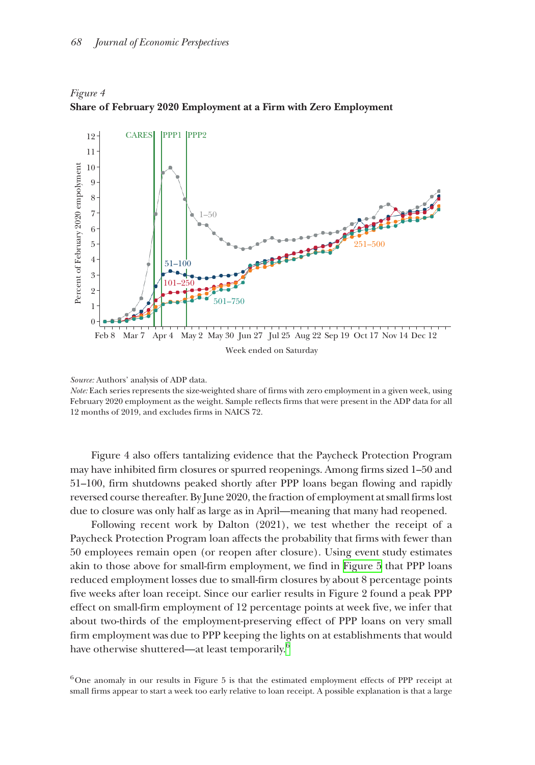*Figure 4*
**Share of February 2020 Employment at a Firm with Zero Employment**

*Source:* Authors' analysis of ADP data.
*Note:* Each series represents the size-weighted share of firms with zero employment in a given week, using February 2020 employment as the weight. Sample reflects firms that were present in the ADP data for all 12 months of 2019, and excludes firms in NAICS 72.

Figure 4 also offers tantalizing evidence that the Paycheck Protection Program may have inhibited firm closures or spurred reopenings. Among firms sized 1–50 and 51–100, firm shutdowns peaked shortly after PPP loans began flowing and rapidly reversed course thereafter. By June 2020, the fraction of employment at small firms lost due to closure was only half as large as in April—meaning that many had reopened.

Following recent work by Dalton (2021), we test whether the receipt of a Paycheck Protection Program loan affects the probability that firms with fewer than 50 employees remain open (or reopen after closure). Using event study estimates akin to those above for small-firm employment, we find in Figure 5 that PPP loans reduced employment losses due to small-firm closures by about 8 percentage points five weeks after loan receipt. Since our earlier results in Figure 2 found a peak PPP effect on small-firm employment of 12 percentage points at week five, we infer that about two-thirds of the employment-preserving effect of PPP loans on very small firm employment was due to PPP keeping the lights on at establishments that would have otherwise shuttered—at least temporarily.[6]

[6] One anomaly in our results in Figure 5 is that the estimated employment effects of PPP receipt at small firms appear to start a week too early relative to loan receipt. A possible explanation is that a large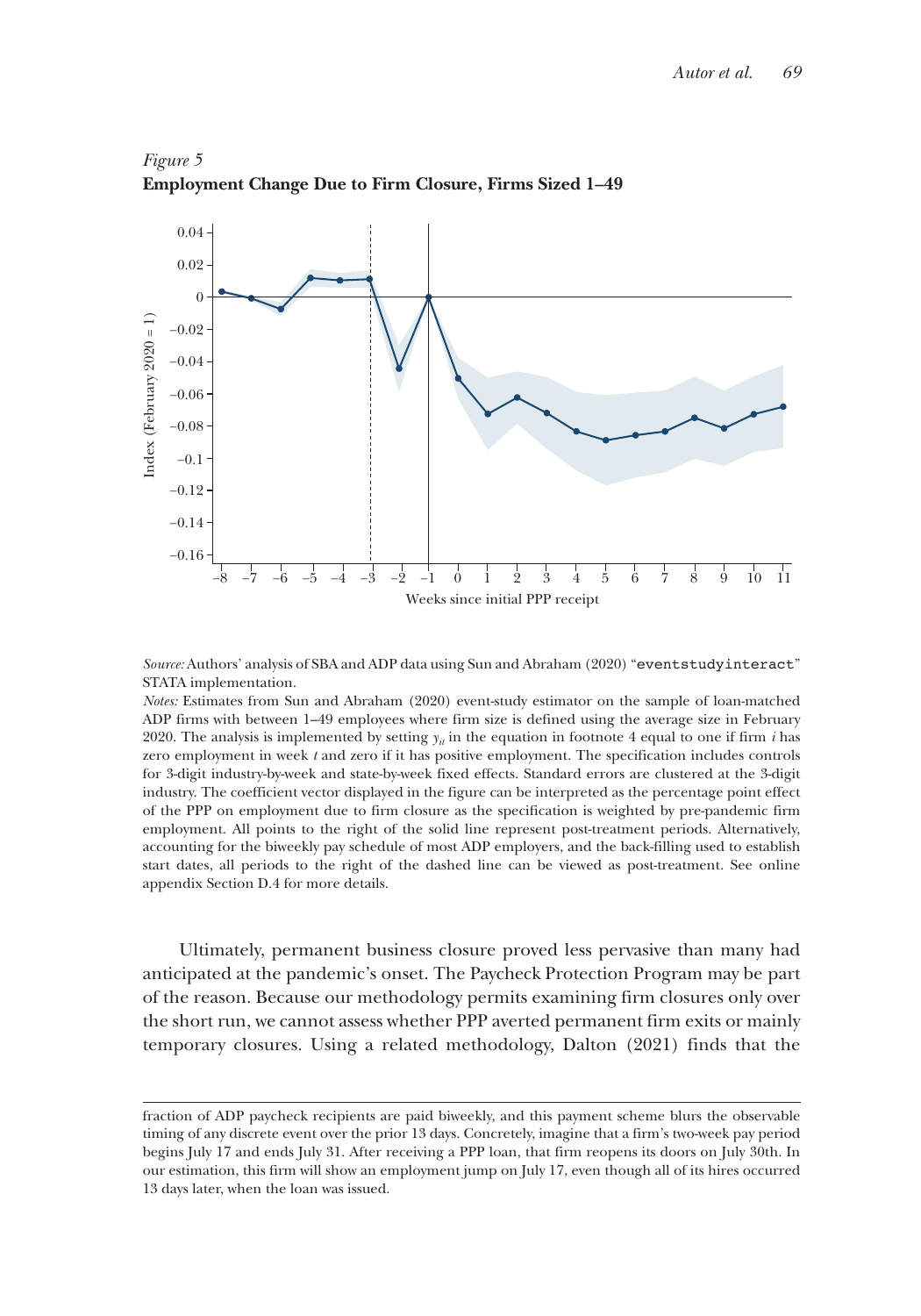*Figure 5*
**Employment Change Due to Firm Closure, Firms Sized 1–49**

*Source:* Authors' analysis of SBA and ADP data using Sun and Abraham (2020) "eventstudyinteract" STATA implementation.

*Notes:* Estimates from Sun and Abraham (2020) event-study estimator on the sample of loan-matched ADP firms with between 1–49 employees where firm size is defined using the average size in February 2020. The analysis is implemented by setting $y_{it}$ in the equation in footnote 4 equal to one if firm $i$ has zero employment in week $t$ and zero if it has positive employment. The specification includes controls for 3-digit industry-by-week and state-by-week fixed effects. Standard errors are clustered at the 3-digit industry. The coefficient vector displayed in the figure can be interpreted as the percentage point effect of the PPP on employment due to firm closure as the specification is weighted by pre-pandemic firm employment. All points to the right of the solid line represent post-treatment periods. Alternatively, accounting for the biweekly pay schedule of most ADP employers, and the back-filling used to establish start dates, all periods to the right of the dashed line can be viewed as post-treatment. See online appendix Section D.4 for more details.

Ultimately, permanent business closure proved less pervasive than many had anticipated at the pandemic's onset. The Paycheck Protection Program may be part of the reason. Because our methodology permits examining firm closures only over the short run, we cannot assess whether PPP averted permanent firm exits or mainly temporary closures. Using a related methodology, Dalton (2021) finds that the

fraction of ADP paycheck recipients are paid biweekly, and this payment scheme blurs the observable timing of any discrete event over the prior 13 days. Concretely, imagine that a firm's two-week pay period begins July 17 and ends July 31. After receiving a PPP loan, that firm reopens its doors on July 30th. In our estimation, this firm will show an employment jump on July 17, even though all of its hires occurred 13 days later, when the loan was issued.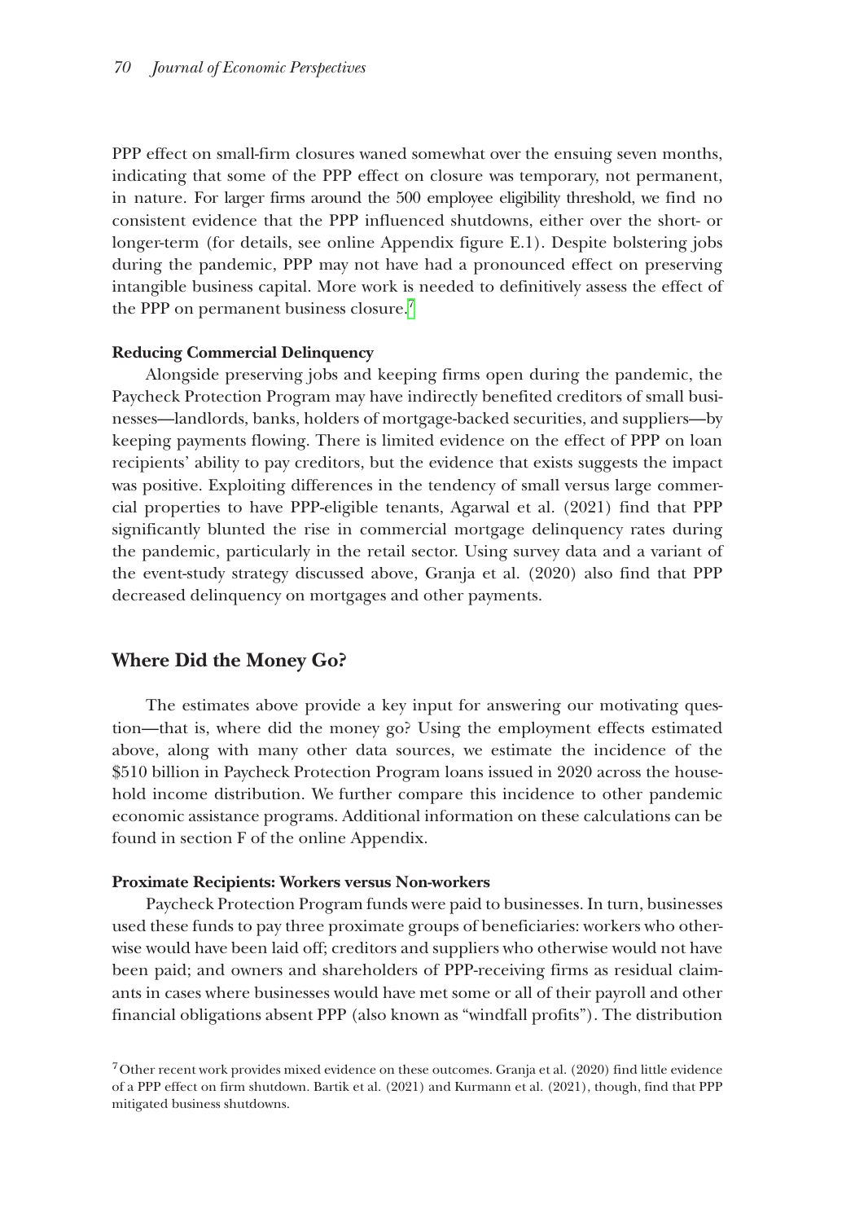PPP effect on small-firm closures waned somewhat over the ensuing seven months, indicating that some of the PPP effect on closure was temporary, not permanent, in nature. For larger firms around the 500 employee eligibility threshold, we find no consistent evidence that the PPP influenced shutdowns, either over the short- or longer-term (for details, see online Appendix figure E.1). Despite bolstering jobs during the pandemic, PPP may not have had a pronounced effect on preserving intangible business capital. More work is needed to definitively assess the effect of the PPP on permanent business closure.[7]

### Reducing Commercial Delinquency

Alongside preserving jobs and keeping firms open during the pandemic, the Paycheck Protection Program may have indirectly benefited creditors of small businesses—landlords, banks, holders of mortgage-backed securities, and suppliers—by keeping payments flowing. There is limited evidence on the effect of PPP on loan recipients' ability to pay creditors, but the evidence that exists suggests the impact was positive. Exploiting differences in the tendency of small versus large commercial properties to have PPP-eligible tenants, Agarwal et al. (2021) find that PPP significantly blunted the rise in commercial mortgage delinquency rates during the pandemic, particularly in the retail sector. Using survey data and a variant of the event-study strategy discussed above, Granja et al. (2020) also find that PPP decreased delinquency on mortgages and other payments.

## Where Did the Money Go?

The estimates above provide a key input for answering our motivating question—that is, where did the money go? Using the employment effects estimated above, along with many other data sources, we estimate the incidence of the $510 billion in Paycheck Protection Program loans issued in 2020 across the household income distribution. We further compare this incidence to other pandemic economic assistance programs. Additional information on these calculations can be found in section F of the online Appendix.

### Proximate Recipients: Workers versus Non-workers

Paycheck Protection Program funds were paid to businesses. In turn, businesses used these funds to pay three proximate groups of beneficiaries: workers who otherwise would have been laid off; creditors and suppliers who otherwise would not have been paid; and owners and shareholders of PPP-receiving firms as residual claimants in cases where businesses would have met some or all of their payroll and other financial obligations absent PPP (also known as "windfall profits"). The distribution

[7] Other recent work provides mixed evidence on these outcomes. Granja et al. (2020) find little evidence of a PPP effect on firm shutdown. Bartik et al. (2021) and Kurmann et al. (2021), though, find that PPP mitigated business shutdowns.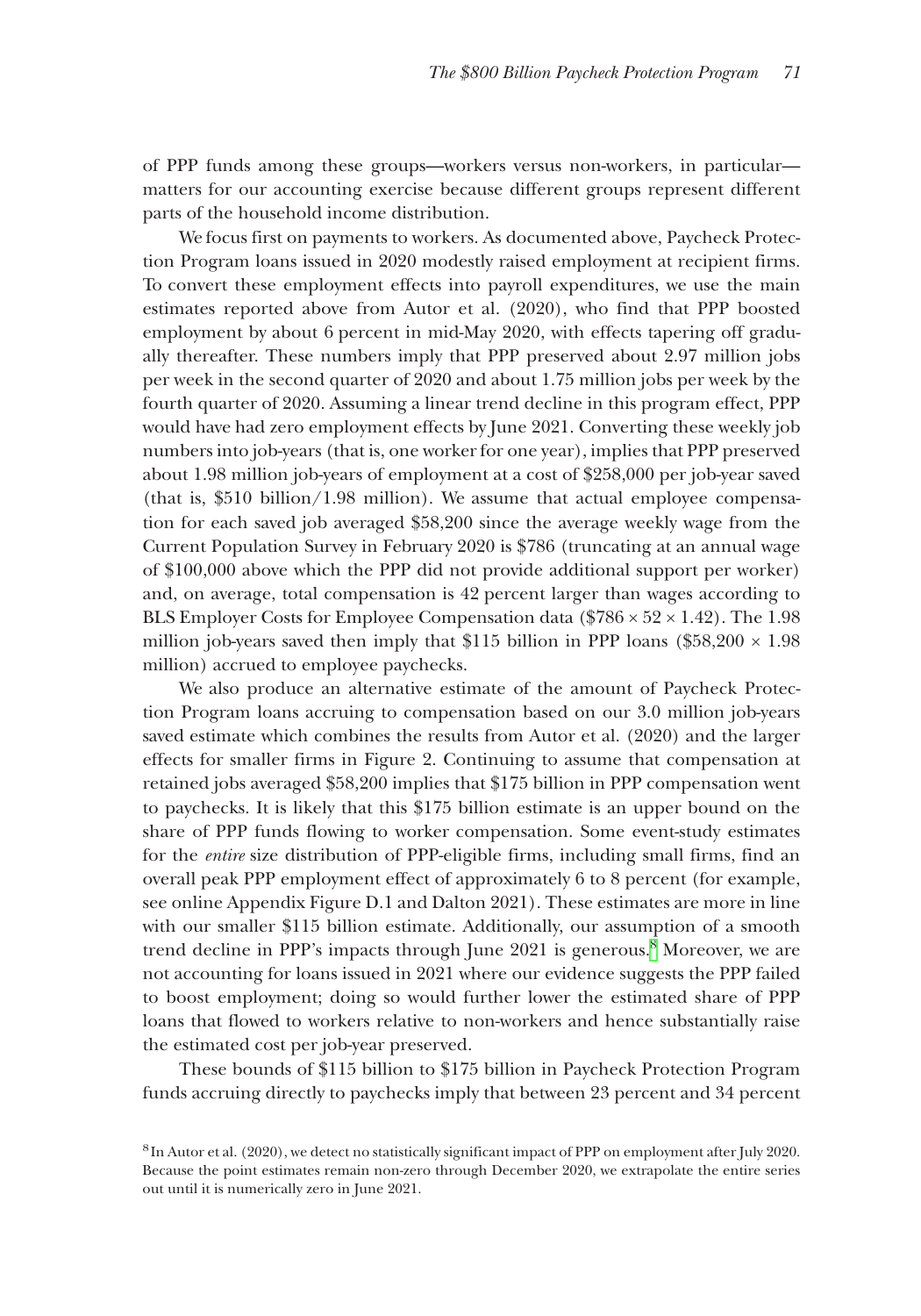of PPP funds among these groups—workers versus non-workers, in particular—matters for our accounting exercise because different groups represent different parts of the household income distribution.

We focus first on payments to workers. As documented above, Paycheck Protection Program loans issued in 2020 modestly raised employment at recipient firms. To convert these employment effects into payroll expenditures, we use the main estimates reported above from Autor et al. (2020), who find that PPP boosted employment by about 6 percent in mid-May 2020, with effects tapering off gradually thereafter. These numbers imply that PPP preserved about 2.97 million jobs per week in the second quarter of 2020 and about 1.75 million jobs per week by the fourth quarter of 2020. Assuming a linear trend decline in this program effect, PPP would have had zero employment effects by June 2021. Converting these weekly job numbers into job-years (that is, one worker for one year), implies that PPP preserved about 1.98 million job-years of employment at a cost of \$258,000 per job-year saved (that is, \$510 billion/1.98 million). We assume that actual employee compensation for each saved job averaged \$58,200 since the average weekly wage from the Current Population Survey in February 2020 is \$786 (truncating at an annual wage of \$100,000 above which the PPP did not provide additional support per worker) and, on average, total compensation is 42 percent larger than wages according to BLS Employer Costs for Employee Compensation data (\$786 × 52 × 1.42). The 1.98 million job-years saved then imply that \$115 billion in PPP loans (\$58,200 × 1.98 million) accrued to employee paychecks.

We also produce an alternative estimate of the amount of Paycheck Protection Program loans accruing to compensation based on our 3.0 million job-years saved estimate which combines the results from Autor et al. (2020) and the larger effects for smaller firms in Figure 2. Continuing to assume that compensation at retained jobs averaged \$58,200 implies that \$175 billion in PPP compensation went to paychecks. It is likely that this \$175 billion estimate is an upper bound on the share of PPP funds flowing to worker compensation. Some event-study estimates for the *entire* size distribution of PPP-eligible firms, including small firms, find an overall peak PPP employment effect of approximately 6 to 8 percent (for example, see online Appendix Figure D.1 and Dalton 2021). These estimates are more in line with our smaller \$115 billion estimate. Additionally, our assumption of a smooth trend decline in PPP's impacts through June 2021 is generous.[8] Moreover, we are not accounting for loans issued in 2021 where our evidence suggests the PPP failed to boost employment; doing so would further lower the estimated share of PPP loans that flowed to workers relative to non-workers and hence substantially raise the estimated cost per job-year preserved.

These bounds of \$115 billion to \$175 billion in Paycheck Protection Program funds accruing directly to paychecks imply that between 23 percent and 34 percent

[8] In Autor et al. (2020), we detect no statistically significant impact of PPP on employment after July 2020. Because the point estimates remain non-zero through December 2020, we extrapolate the entire series out until it is numerically zero in June 2021.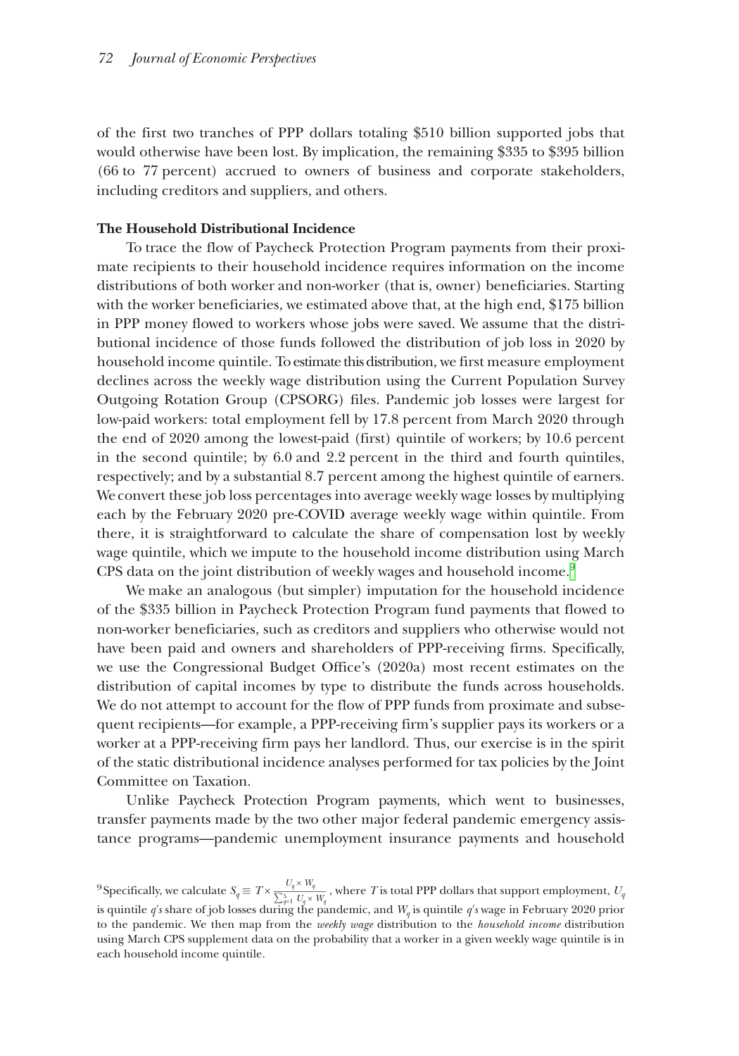of the first two tranches of PPP dollars totaling \$510 billion supported jobs that would otherwise have been lost. By implication, the remaining \$335 to \$395 billion (66 to 77 percent) accrued to owners of business and corporate stakeholders, including creditors and suppliers, and others.

**The Household Distributional Incidence**

To trace the flow of Paycheck Protection Program payments from their proximate recipients to their household incidence requires information on the income distributions of both worker and non-worker (that is, owner) beneficiaries. Starting with the worker beneficiaries, we estimated above that, at the high end, \$175 billion in PPP money flowed to workers whose jobs were saved. We assume that the distributional incidence of those funds followed the distribution of job loss in 2020 by household income quintile. To estimate this distribution, we first measure employment declines across the weekly wage distribution using the Current Population Survey Outgoing Rotation Group (CPSORG) files. Pandemic job losses were largest for low-paid workers: total employment fell by 17.8 percent from March 2020 through the end of 2020 among the lowest-paid (first) quintile of workers; by 10.6 percent in the second quintile; by 6.0 and 2.2 percent in the third and fourth quintiles, respectively; and by a substantial 8.7 percent among the highest quintile of earners. We convert these job loss percentages into average weekly wage losses by multiplying each by the February 2020 pre-COVID average weekly wage within quintile. From there, it is straightforward to calculate the share of compensation lost by weekly wage quintile, which we impute to the household income distribution using March CPS data on the joint distribution of weekly wages and household income.[9]

We make an analogous (but simpler) imputation for the household incidence of the \$335 billion in Paycheck Protection Program fund payments that flowed to non-worker beneficiaries, such as creditors and suppliers who otherwise would not have been paid and owners and shareholders of PPP-receiving firms. Specifically, we use the Congressional Budget Office's (2020a) most recent estimates on the distribution of capital incomes by type to distribute the funds across households. We do not attempt to account for the flow of PPP funds from proximate and subsequent recipients—for example, a PPP-receiving firm's supplier pays its workers or a worker at a PPP-receiving firm pays her landlord. Thus, our exercise is in the spirit of the static distributional incidence analyses performed for tax policies by the Joint Committee on Taxation.

Unlike Paycheck Protection Program payments, which went to businesses, transfer payments made by the two other major federal pandemic emergency assistance programs—pandemic unemployment insurance payments and household

[9] Specifically, we calculate $S_q \equiv T \times \frac{U_q \times W_q}{\sum_{q=1}^{5} U_q \times W_q}$, where $T$ is total PPP dollars that support employment, $U_q$ is quintile $q$'s share of job losses during the pandemic, and $W_q$ is quintile $q$'s wage in February 2020 prior to the pandemic. We then map from the *weekly wage* distribution to the *household income* distribution using March CPS supplement data on the probability that a worker in a given weekly wage quintile is in each household income quintile.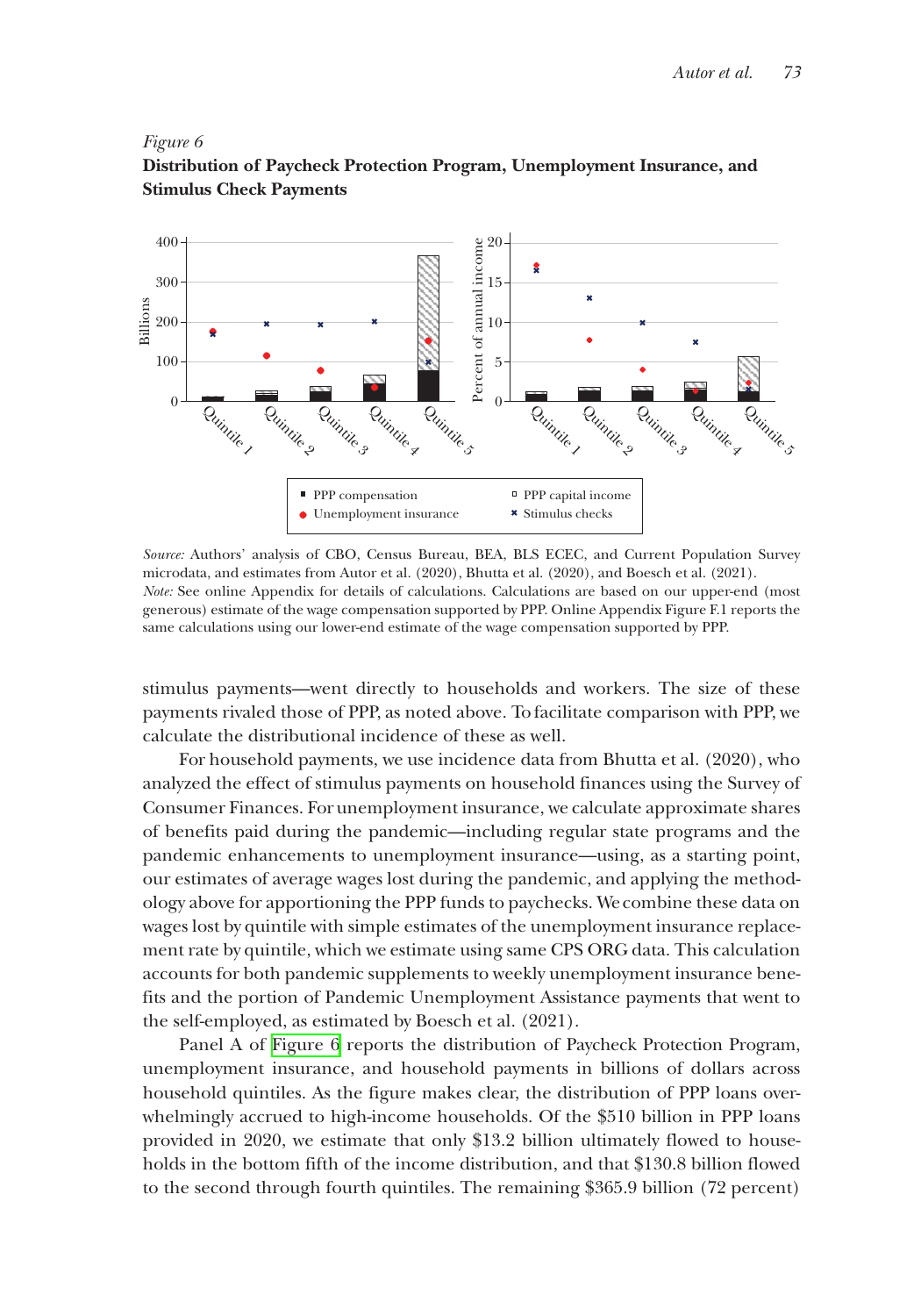*Figure 6*

**Distribution of Paycheck Protection Program, Unemployment Insurance, and Stimulus Check Payments**

*Source:* Authors' analysis of CBO, Census Bureau, BEA, BLS ECEC, and Current Population Survey microdata, and estimates from Autor et al. (2020), Bhutta et al. (2020), and Boesch et al. (2021).
*Note:* See online Appendix for details of calculations. Calculations are based on our upper-end (most generous) estimate of the wage compensation supported by PPP. Online Appendix Figure F.1 reports the same calculations using our lower-end estimate of the wage compensation supported by PPP.

stimulus payments—went directly to households and workers. The size of these payments rivaled those of PPP, as noted above. To facilitate comparison with PPP, we calculate the distributional incidence of these as well.

For household payments, we use incidence data from Bhutta et al. (2020), who analyzed the effect of stimulus payments on household finances using the Survey of Consumer Finances. For unemployment insurance, we calculate approximate shares of benefits paid during the pandemic—including regular state programs and the pandemic enhancements to unemployment insurance—using, as a starting point, our estimates of average wages lost during the pandemic, and applying the methodology above for apportioning the PPP funds to paychecks. We combine these data on wages lost by quintile with simple estimates of the unemployment insurance replacement rate by quintile, which we estimate using same CPS ORG data. This calculation accounts for both pandemic supplements to weekly unemployment insurance benefits and the portion of Pandemic Unemployment Assistance payments that went to the self-employed, as estimated by Boesch et al. (2021).

Panel A of Figure 6 reports the distribution of Paycheck Protection Program, unemployment insurance, and household payments in billions of dollars across household quintiles. As the figure makes clear, the distribution of PPP loans overwhelmingly accrued to high-income households. Of the $510 billion in PPP loans provided in 2020, we estimate that only $13.2 billion ultimately flowed to households in the bottom fifth of the income distribution, and that $130.8 billion flowed to the second through fourth quintiles. The remaining $365.9 billion (72 percent)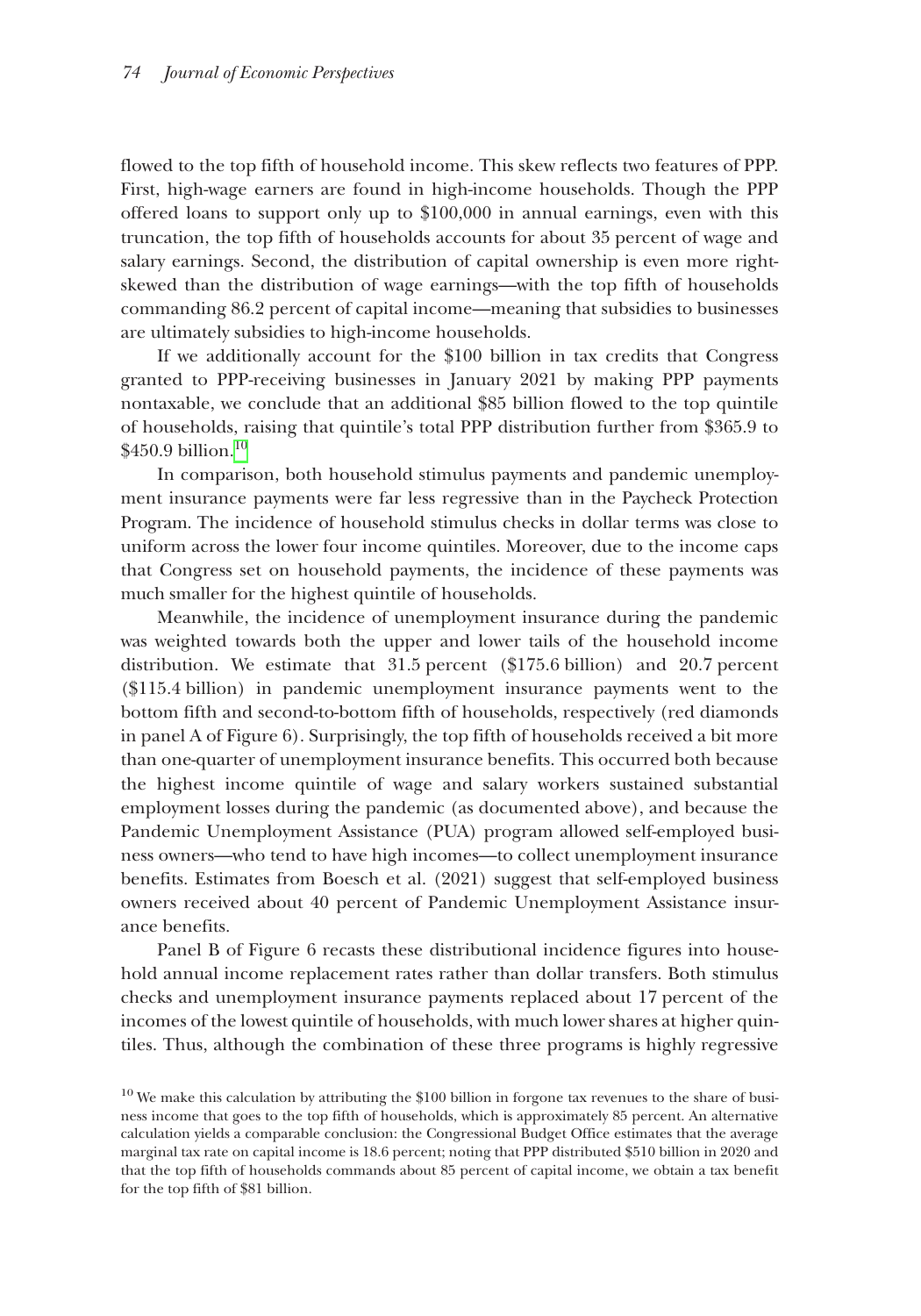flowed to the top fifth of household income. This skew reflects two features of PPP. First, high-wage earners are found in high-income households. Though the PPP offered loans to support only up to $100,000 in annual earnings, even with this truncation, the top fifth of households accounts for about 35 percent of wage and salary earnings. Second, the distribution of capital ownership is even more right-skewed than the distribution of wage earnings—with the top fifth of households commanding 86.2 percent of capital income—meaning that subsidies to businesses are ultimately subsidies to high-income households.

If we additionally account for the $100 billion in tax credits that Congress granted to PPP-receiving businesses in January 2021 by making PPP payments nontaxable, we conclude that an additional $85 billion flowed to the top quintile of households, raising that quintile's total PPP distribution further from $365.9 to $450.9 billion.[10]

In comparison, both household stimulus payments and pandemic unemployment insurance payments were far less regressive than in the Paycheck Protection Program. The incidence of household stimulus checks in dollar terms was close to uniform across the lower four income quintiles. Moreover, due to the income caps that Congress set on household payments, the incidence of these payments was much smaller for the highest quintile of households.

Meanwhile, the incidence of unemployment insurance during the pandemic was weighted towards both the upper and lower tails of the household income distribution. We estimate that 31.5 percent ($175.6 billion) and 20.7 percent ($115.4 billion) in pandemic unemployment insurance payments went to the bottom fifth and second-to-bottom fifth of households, respectively (red diamonds in panel A of Figure 6). Surprisingly, the top fifth of households received a bit more than one-quarter of unemployment insurance benefits. This occurred both because the highest income quintile of wage and salary workers sustained substantial employment losses during the pandemic (as documented above), and because the Pandemic Unemployment Assistance (PUA) program allowed self-employed business owners—who tend to have high incomes—to collect unemployment insurance benefits. Estimates from Boesch et al. (2021) suggest that self-employed business owners received about 40 percent of Pandemic Unemployment Assistance insurance benefits.

Panel B of Figure 6 recasts these distributional incidence figures into household annual income replacement rates rather than dollar transfers. Both stimulus checks and unemployment insurance payments replaced about 17 percent of the incomes of the lowest quintile of households, with much lower shares at higher quintiles. Thus, although the combination of these three programs is highly regressive

[10] We make this calculation by attributing the $100 billion in forgone tax revenues to the share of business income that goes to the top fifth of households, which is approximately 85 percent. An alternative calculation yields a comparable conclusion: the Congressional Budget Office estimates that the average marginal tax rate on capital income is 18.6 percent; noting that PPP distributed $510 billion in 2020 and that the top fifth of households commands about 85 percent of capital income, we obtain a tax benefit for the top fifth of $81 billion.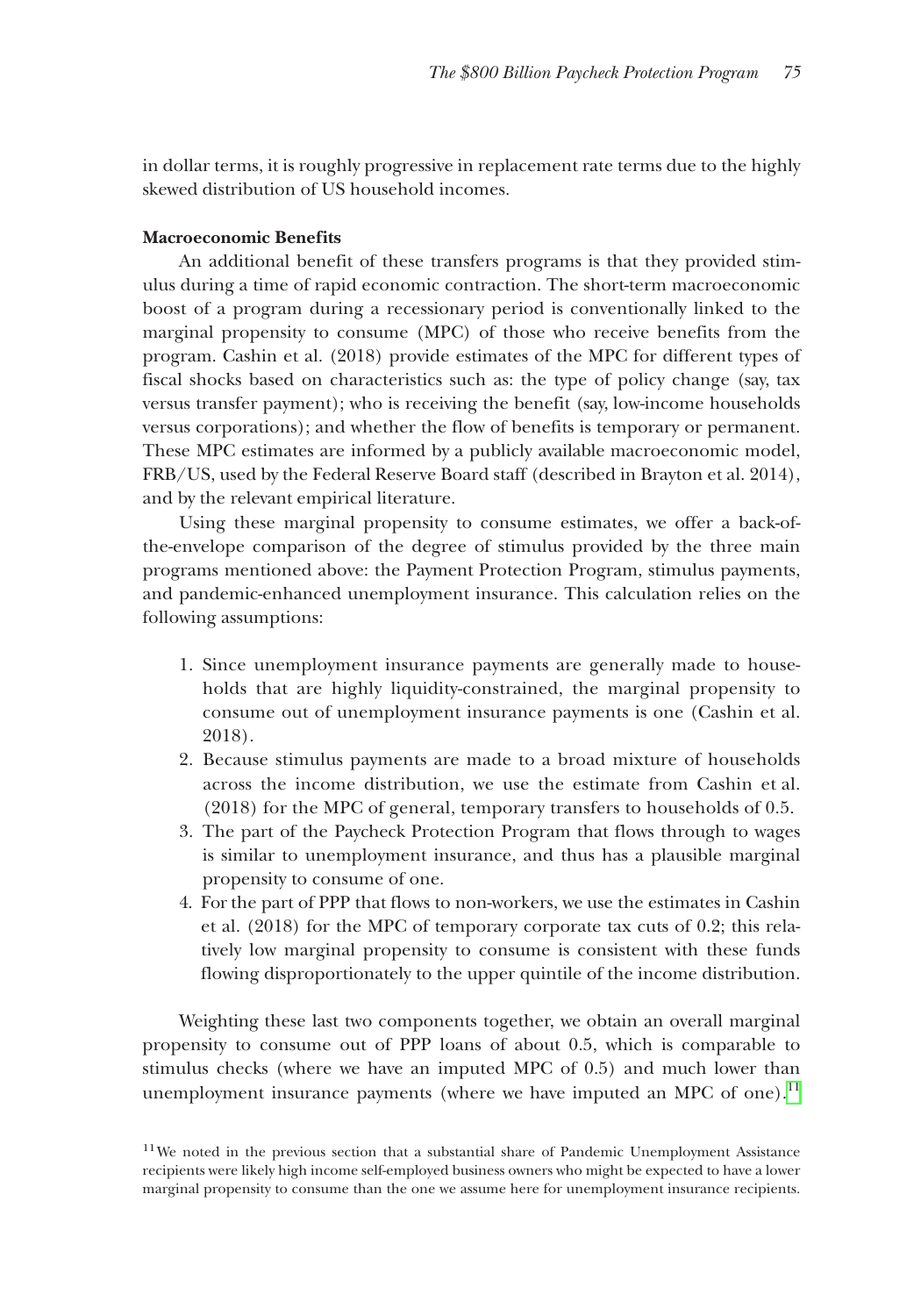in dollar terms, it is roughly progressive in replacement rate terms due to the highly skewed distribution of US household incomes.

**Macroeconomic Benefits**

An additional benefit of these transfers programs is that they provided stimulus during a time of rapid economic contraction. The short-term macroeconomic boost of a program during a recessionary period is conventionally linked to the marginal propensity to consume (MPC) of those who receive benefits from the program. Cashin et al. (2018) provide estimates of the MPC for different types of fiscal shocks based on characteristics such as: the type of policy change (say, tax versus transfer payment); who is receiving the benefit (say, low-income households versus corporations); and whether the flow of benefits is temporary or permanent. These MPC estimates are informed by a publicly available macroeconomic model, FRB/US, used by the Federal Reserve Board staff (described in Brayton et al. 2014), and by the relevant empirical literature.

Using these marginal propensity to consume estimates, we offer a back-of-the-envelope comparison of the degree of stimulus provided by the three main programs mentioned above: the Payment Protection Program, stimulus payments, and pandemic-enhanced unemployment insurance. This calculation relies on the following assumptions:

1. Since unemployment insurance payments are generally made to households that are highly liquidity-constrained, the marginal propensity to consume out of unemployment insurance payments is one (Cashin et al. 2018).
2. Because stimulus payments are made to a broad mixture of households across the income distribution, we use the estimate from Cashin et al. (2018) for the MPC of general, temporary transfers to households of 0.5.
3. The part of the Paycheck Protection Program that flows through to wages is similar to unemployment insurance, and thus has a plausible marginal propensity to consume of one.
4. For the part of PPP that flows to non-workers, we use the estimates in Cashin et al. (2018) for the MPC of temporary corporate tax cuts of 0.2; this relatively low marginal propensity to consume is consistent with these funds flowing disproportionately to the upper quintile of the income distribution.

Weighting these last two components together, we obtain an overall marginal propensity to consume out of PPP loans of about 0.5, which is comparable to stimulus checks (where we have an imputed MPC of 0.5) and much lower than unemployment insurance payments (where we have imputed an MPC of one).[11]

[11] We noted in the previous section that a substantial share of Pandemic Unemployment Assistance recipients were likely high income self-employed business owners who might be expected to have a lower marginal propensity to consume than the one we assume here for unemployment insurance recipients.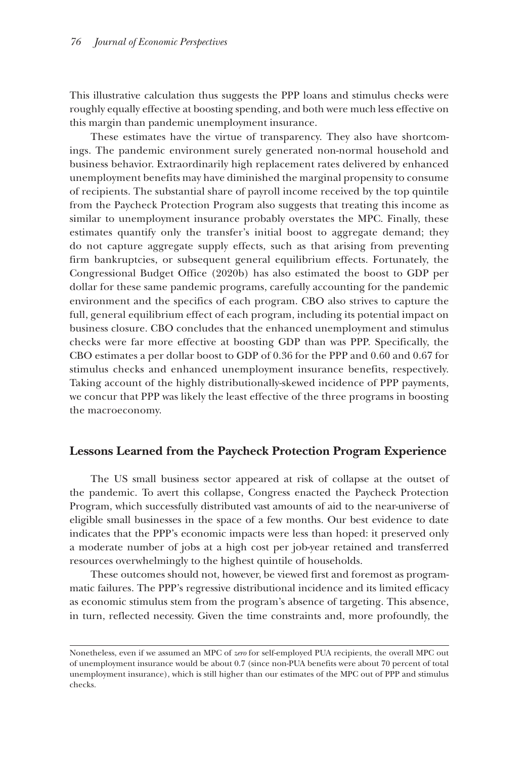This illustrative calculation thus suggests the PPP loans and stimulus checks were roughly equally effective at boosting spending, and both were much less effective on this margin than pandemic unemployment insurance.

These estimates have the virtue of transparency. They also have shortcomings. The pandemic environment surely generated non-normal household and business behavior. Extraordinarily high replacement rates delivered by enhanced unemployment benefits may have diminished the marginal propensity to consume of recipients. The substantial share of payroll income received by the top quintile from the Paycheck Protection Program also suggests that treating this income as similar to unemployment insurance probably overstates the MPC. Finally, these estimates quantify only the transfer's initial boost to aggregate demand; they do not capture aggregate supply effects, such as that arising from preventing firm bankruptcies, or subsequent general equilibrium effects. Fortunately, the Congressional Budget Office (2020b) has also estimated the boost to GDP per dollar for these same pandemic programs, carefully accounting for the pandemic environment and the specifics of each program. CBO also strives to capture the full, general equilibrium effect of each program, including its potential impact on business closure. CBO concludes that the enhanced unemployment and stimulus checks were far more effective at boosting GDP than was PPP. Specifically, the CBO estimates a per dollar boost to GDP of 0.36 for the PPP and 0.60 and 0.67 for stimulus checks and enhanced unemployment insurance benefits, respectively. Taking account of the highly distributionally-skewed incidence of PPP payments, we concur that PPP was likely the least effective of the three programs in boosting the macroeconomy.

## Lessons Learned from the Paycheck Protection Program Experience

The US small business sector appeared at risk of collapse at the outset of the pandemic. To avert this collapse, Congress enacted the Paycheck Protection Program, which successfully distributed vast amounts of aid to the near-universe of eligible small businesses in the space of a few months. Our best evidence to date indicates that the PPP's economic impacts were less than hoped: it preserved only a moderate number of jobs at a high cost per job-year retained and transferred resources overwhelmingly to the highest quintile of households.

These outcomes should not, however, be viewed first and foremost as programmatic failures. The PPP's regressive distributional incidence and its limited efficacy as economic stimulus stem from the program's absence of targeting. This absence, in turn, reflected necessity. Given the time constraints and, more profoundly, the

---

Nonetheless, even if we assumed an MPC of *zero* for self-employed PUA recipients, the overall MPC out of unemployment insurance would be about 0.7 (since non-PUA benefits were about 70 percent of total unemployment insurance), which is still higher than our estimates of the MPC out of PPP and stimulus checks.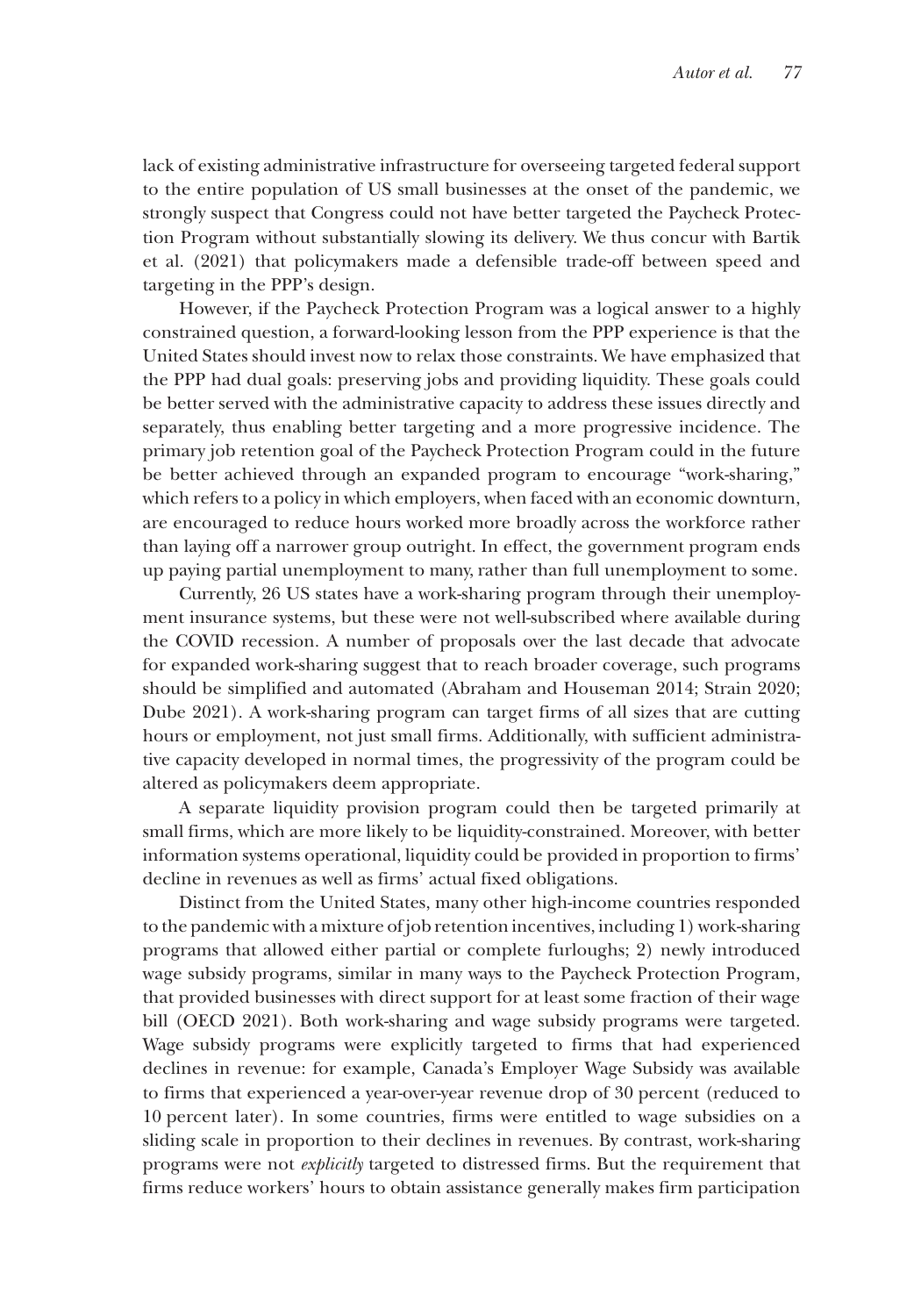lack of existing administrative infrastructure for overseeing targeted federal support to the entire population of US small businesses at the onset of the pandemic, we strongly suspect that Congress could not have better targeted the Paycheck Protection Program without substantially slowing its delivery. We thus concur with Bartik et al. (2021) that policymakers made a defensible trade-off between speed and targeting in the PPP's design.

However, if the Paycheck Protection Program was a logical answer to a highly constrained question, a forward-looking lesson from the PPP experience is that the United States should invest now to relax those constraints. We have emphasized that the PPP had dual goals: preserving jobs and providing liquidity. These goals could be better served with the administrative capacity to address these issues directly and separately, thus enabling better targeting and a more progressive incidence. The primary job retention goal of the Paycheck Protection Program could in the future be better achieved through an expanded program to encourage "work-sharing," which refers to a policy in which employers, when faced with an economic downturn, are encouraged to reduce hours worked more broadly across the workforce rather than laying off a narrower group outright. In effect, the government program ends up paying partial unemployment to many, rather than full unemployment to some.

Currently, 26 US states have a work-sharing program through their unemployment insurance systems, but these were not well-subscribed where available during the COVID recession. A number of proposals over the last decade that advocate for expanded work-sharing suggest that to reach broader coverage, such programs should be simplified and automated (Abraham and Houseman 2014; Strain 2020; Dube 2021). A work-sharing program can target firms of all sizes that are cutting hours or employment, not just small firms. Additionally, with sufficient administrative capacity developed in normal times, the progressivity of the program could be altered as policymakers deem appropriate.

A separate liquidity provision program could then be targeted primarily at small firms, which are more likely to be liquidity-constrained. Moreover, with better information systems operational, liquidity could be provided in proportion to firms' decline in revenues as well as firms' actual fixed obligations.

Distinct from the United States, many other high-income countries responded to the pandemic with a mixture of job retention incentives, including 1) work-sharing programs that allowed either partial or complete furloughs; 2) newly introduced wage subsidy programs, similar in many ways to the Paycheck Protection Program, that provided businesses with direct support for at least some fraction of their wage bill (OECD 2021). Both work-sharing and wage subsidy programs were targeted. Wage subsidy programs were explicitly targeted to firms that had experienced declines in revenue: for example, Canada's Employer Wage Subsidy was available to firms that experienced a year-over-year revenue drop of 30 percent (reduced to 10 percent later). In some countries, firms were entitled to wage subsidies on a sliding scale in proportion to their declines in revenues. By contrast, work-sharing programs were not *explicitly* targeted to distressed firms. But the requirement that firms reduce workers' hours to obtain assistance generally makes firm participation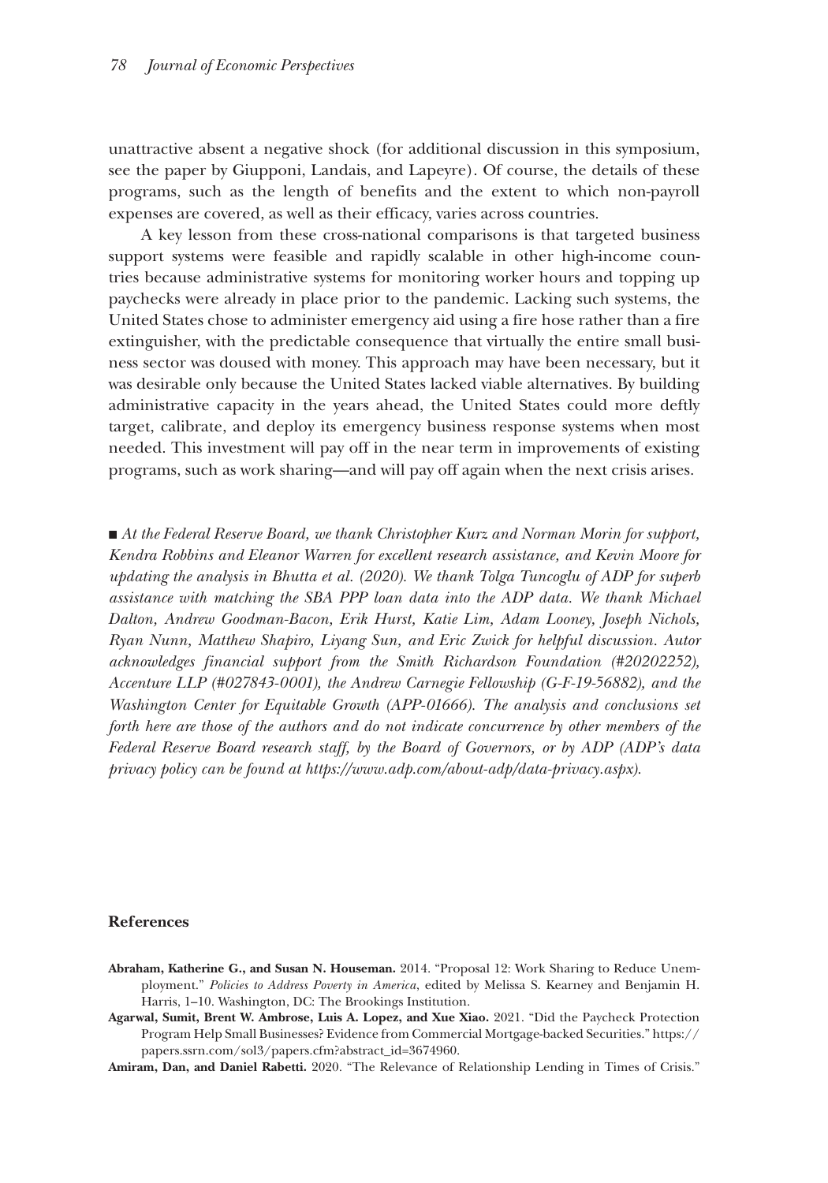unattractive absent a negative shock (for additional discussion in this symposium, see the paper by Giupponi, Landais, and Lapeyre). Of course, the details of these programs, such as the length of benefits and the extent to which non-payroll expenses are covered, as well as their efficacy, varies across countries.

A key lesson from these cross-national comparisons is that targeted business support systems were feasible and rapidly scalable in other high-income countries because administrative systems for monitoring worker hours and topping up paychecks were already in place prior to the pandemic. Lacking such systems, the United States chose to administer emergency aid using a fire hose rather than a fire extinguisher, with the predictable consequence that virtually the entire small business sector was doused with money. This approach may have been necessary, but it was desirable only because the United States lacked viable alternatives. By building administrative capacity in the years ahead, the United States could more deftly target, calibrate, and deploy its emergency business response systems when most needed. This investment will pay off in the near term in improvements of existing programs, such as work sharing—and will pay off again when the next crisis arises.

■ *At the Federal Reserve Board, we thank Christopher Kurz and Norman Morin for support, Kendra Robbins and Eleanor Warren for excellent research assistance, and Kevin Moore for updating the analysis in Bhutta et al. (2020). We thank Tolga Tuncoglu of ADP for superb assistance with matching the SBA PPP loan data into the ADP data. We thank Michael Dalton, Andrew Goodman-Bacon, Erik Hurst, Katie Lim, Adam Looney, Joseph Nichols, Ryan Nunn, Matthew Shapiro, Liyang Sun, and Eric Zwick for helpful discussion. Autor acknowledges financial support from the Smith Richardson Foundation (#20202252), Accenture LLP (#027843-0001), the Andrew Carnegie Fellowship (G-F-19-56882), and the Washington Center for Equitable Growth (APP-01666). The analysis and conclusions set forth here are those of the authors and do not indicate concurrence by other members of the Federal Reserve Board research staff, by the Board of Governors, or by ADP (ADP's data privacy policy can be found at https://www.adp.com/about-adp/data-privacy.aspx).*

## References

**Abraham, Katherine G., and Susan N. Houseman.** 2014. "Proposal 12: Work Sharing to Reduce Unemployment." *Policies to Address Poverty in America*, edited by Melissa S. Kearney and Benjamin H. Harris, 1–10. Washington, DC: The Brookings Institution.

**Agarwal, Sumit, Brent W. Ambrose, Luis A. Lopez, and Xue Xiao.** 2021. "Did the Paycheck Protection Program Help Small Businesses? Evidence from Commercial Mortgage-backed Securities." https://papers.ssrn.com/sol3/papers.cfm?abstract_id=3674960.

**Amiram, Dan, and Daniel Rabetti.** 2020. "The Relevance of Relationship Lending in Times of Crisis."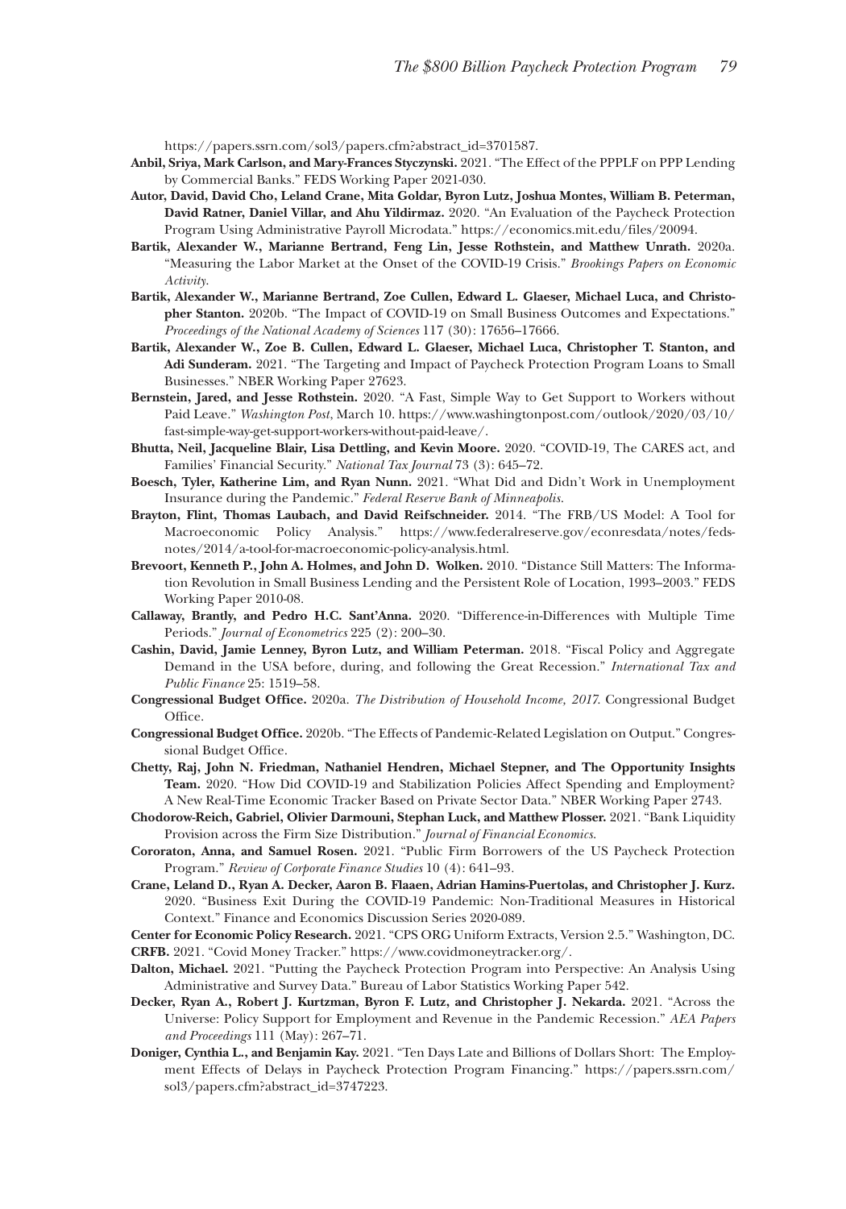https://papers.ssrn.com/sol3/papers.cfm?abstract_id=3701587.

**Anbil, Sriya, Mark Carlson, and Mary-Frances Styczynski.** 2021. "The Effect of the PPPLF on PPP Lending by Commercial Banks." FEDS Working Paper 2021-030.

**Autor, David, David Cho, Leland Crane, Mita Goldar, Byron Lutz, Joshua Montes, William B. Peterman, David Ratner, Daniel Villar, and Ahu Yildirmaz.** 2020. "An Evaluation of the Paycheck Protection Program Using Administrative Payroll Microdata." https://economics.mit.edu/files/20094.

**Bartik, Alexander W., Marianne Bertrand, Feng Lin, Jesse Rothstein, and Matthew Unrath.** 2020a. "Measuring the Labor Market at the Onset of the COVID-19 Crisis." *Brookings Papers on Economic Activity*.

**Bartik, Alexander W., Marianne Bertrand, Zoe Cullen, Edward L. Glaeser, Michael Luca, and Christopher Stanton.** 2020b. "The Impact of COVID-19 on Small Business Outcomes and Expectations." *Proceedings of the National Academy of Sciences* 117 (30): 17656–17666.

**Bartik, Alexander W., Zoe B. Cullen, Edward L. Glaeser, Michael Luca, Christopher T. Stanton, and Adi Sunderam.** 2021. "The Targeting and Impact of Paycheck Protection Program Loans to Small Businesses." NBER Working Paper 27623.

**Bernstein, Jared, and Jesse Rothstein.** 2020. "A Fast, Simple Way to Get Support to Workers without Paid Leave." *Washington Post*, March 10. https://www.washingtonpost.com/outlook/2020/03/10/fast-simple-way-get-support-workers-without-paid-leave/.

**Bhutta, Neil, Jacqueline Blair, Lisa Dettling, and Kevin Moore.** 2020. "COVID-19, The CARES act, and Families' Financial Security." *National Tax Journal* 73 (3): 645–72.

**Boesch, Tyler, Katherine Lim, and Ryan Nunn.** 2021. "What Did and Didn't Work in Unemployment Insurance during the Pandemic." *Federal Reserve Bank of Minneapolis*.

**Brayton, Flint, Thomas Laubach, and David Reifschneider.** 2014. "The FRB/US Model: A Tool for Macroeconomic Policy Analysis." https://www.federalreserve.gov/econresdata/notes/feds-notes/2014/a-tool-for-macroeconomic-policy-analysis.html.

**Brevoort, Kenneth P., John A. Holmes, and John D. Wolken.** 2010. "Distance Still Matters: The Information Revolution in Small Business Lending and the Persistent Role of Location, 1993–2003." FEDS Working Paper 2010-08.

**Callaway, Brantly, and Pedro H.C. Sant'Anna.** 2020. "Difference-in-Differences with Multiple Time Periods." *Journal of Econometrics* 225 (2): 200–30.

**Cashin, David, Jamie Lenney, Byron Lutz, and William Peterman.** 2018. "Fiscal Policy and Aggregate Demand in the USA before, during, and following the Great Recession." *International Tax and Public Finance* 25: 1519–58.

**Congressional Budget Office.** 2020a. *The Distribution of Household Income, 2017*. Congressional Budget Office.

**Congressional Budget Office.** 2020b. "The Effects of Pandemic-Related Legislation on Output." Congressional Budget Office.

**Chetty, Raj, John N. Friedman, Nathaniel Hendren, Michael Stepner, and The Opportunity Insights Team.** 2020. "How Did COVID-19 and Stabilization Policies Affect Spending and Employment? A New Real-Time Economic Tracker Based on Private Sector Data." NBER Working Paper 2743.

**Chodorow-Reich, Gabriel, Olivier Darmouni, Stephan Luck, and Matthew Plosser.** 2021. "Bank Liquidity Provision across the Firm Size Distribution." *Journal of Financial Economics*.

**Cororaton, Anna, and Samuel Rosen.** 2021. "Public Firm Borrowers of the US Paycheck Protection Program." *Review of Corporate Finance Studies* 10 (4): 641–93.

**Crane, Leland D., Ryan A. Decker, Aaron B. Flaaen, Adrian Hamins-Puertolas, and Christopher J. Kurz.** 2020. "Business Exit During the COVID-19 Pandemic: Non-Traditional Measures in Historical Context." Finance and Economics Discussion Series 2020-089.

**Center for Economic Policy Research.** 2021. "CPS ORG Uniform Extracts, Version 2.5." Washington, DC.

**CRFB.** 2021. "Covid Money Tracker." https://www.covidmoneytracker.org/.

**Dalton, Michael.** 2021. "Putting the Paycheck Protection Program into Perspective: An Analysis Using Administrative and Survey Data." Bureau of Labor Statistics Working Paper 542.

**Decker, Ryan A., Robert J. Kurtzman, Byron F. Lutz, and Christopher J. Nekarda.** 2021. "Across the Universe: Policy Support for Employment and Revenue in the Pandemic Recession." *AEA Papers and Proceedings* 111 (May): 267–71.

**Doniger, Cynthia L., and Benjamin Kay.** 2021. "Ten Days Late and Billions of Dollars Short: The Employment Effects of Delays in Paycheck Protection Program Financing." https://papers.ssrn.com/sol3/papers.cfm?abstract_id=3747223.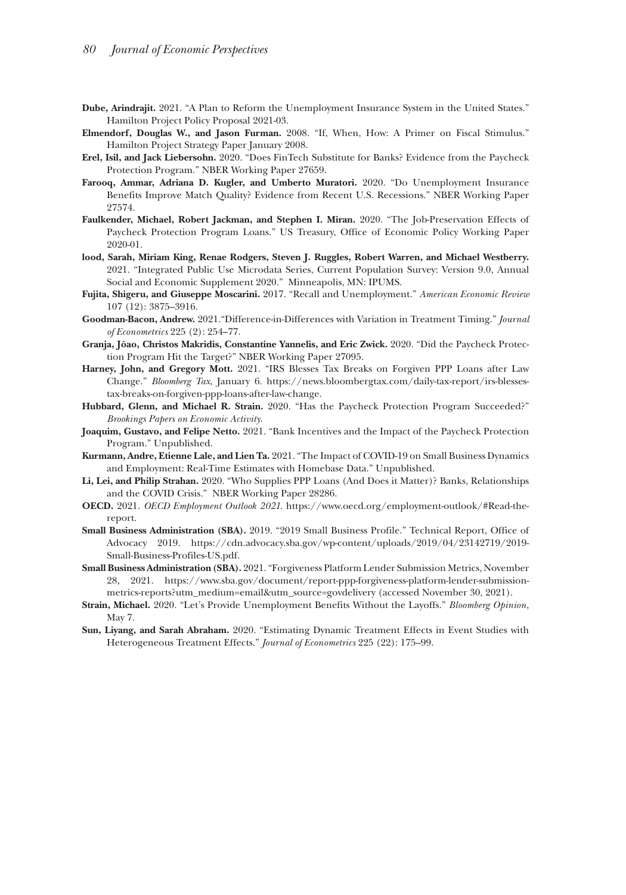**Dube, Arindrajit.** 2021. "A Plan to Reform the Unemployment Insurance System in the United States." Hamilton Project Policy Proposal 2021-03.

**Elmendorf, Douglas W., and Jason Furman.** 2008. "If, When, How: A Primer on Fiscal Stimulus." Hamilton Project Strategy Paper January 2008.

**Erel, Isil, and Jack Liebersohn.** 2020. "Does FinTech Substitute for Banks? Evidence from the Paycheck Protection Program." NBER Working Paper 27659.

**Farooq, Ammar, Adriana D. Kugler, and Umberto Muratori.** 2020. "Do Unemployment Insurance Benefits Improve Match Quality? Evidence from Recent U.S. Recessions." NBER Working Paper 27574.

**Faulkender, Michael, Robert Jackman, and Stephen I. Miran.** 2020. "The Job-Preservation Effects of Paycheck Protection Program Loans." US Treasury, Office of Economic Policy Working Paper 2020-01.

**lood, Sarah, Miriam King, Renae Rodgers, Steven J. Ruggles, Robert Warren, and Michael Westberry.** 2021. "Integrated Public Use Microdata Series, Current Population Survey: Version 9.0, Annual Social and Economic Supplement 2020." Minneapolis, MN: IPUMS.

**Fujita, Shigeru, and Giuseppe Moscarini.** 2017. "Recall and Unemployment." *American Economic Review* 107 (12): 3875–3916.

**Goodman-Bacon, Andrew.** 2021."Difference-in-Differences with Variation in Treatment Timing." *Journal of Econometrics* 225 (2): 254–77.

**Granja, Jōao, Christos Makridis, Constantine Yannelis, and Eric Zwick.** 2020. "Did the Paycheck Protection Program Hit the Target?" NBER Working Paper 27095.

**Harney, John, and Gregory Mott.** 2021. "IRS Blesses Tax Breaks on Forgiven PPP Loans after Law Change." *Bloomberg Tax*, January 6. https://news.bloombergtax.com/daily-tax-report/irs-blesses-tax-breaks-on-forgiven-ppp-loans-after-law-change.

**Hubbard, Glenn, and Michael R. Strain.** 2020. "Has the Paycheck Protection Program Succeeded?" *Brookings Papers on Economic Activity*.

**Joaquim, Gustavo, and Felipe Netto.** 2021. "Bank Incentives and the Impact of the Paycheck Protection Program." Unpublished.

**Kurmann, Andre, Etienne Lale, and Lien Ta.** 2021. "The Impact of COVID-19 on Small Business Dynamics and Employment: Real-Time Estimates with Homebase Data." Unpublished.

**Li, Lei, and Philip Strahan.** 2020. "Who Supplies PPP Loans (And Does it Matter)? Banks, Relationships and the COVID Crisis." NBER Working Paper 28286.

**OECD.** 2021. *OECD Employment Outlook 2021*. https://www.oecd.org/employment-outlook/#Read-the-report.

**Small Business Administration (SBA).** 2019. "2019 Small Business Profile." Technical Report, Office of Advocacy 2019. https://cdn.advocacy.sba.gov/wp-content/uploads/2019/04/23142719/2019-Small-Business-Profiles-US.pdf.

**Small Business Administration (SBA).** 2021. "Forgiveness Platform Lender Submission Metrics, November 28, 2021. https://www.sba.gov/document/report-ppp-forgiveness-platform-lender-submission-metrics-reports?utm_medium=email&utm_source=govdelivery (accessed November 30, 2021).

**Strain, Michael.** 2020. "Let's Provide Unemployment Benefits Without the Layoffs." *Bloomberg Opinion*, May 7.

**Sun, Liyang, and Sarah Abraham.** 2020. "Estimating Dynamic Treatment Effects in Event Studies with Heterogeneous Treatment Effects." *Journal of Econometrics* 225 (22): 175–99.